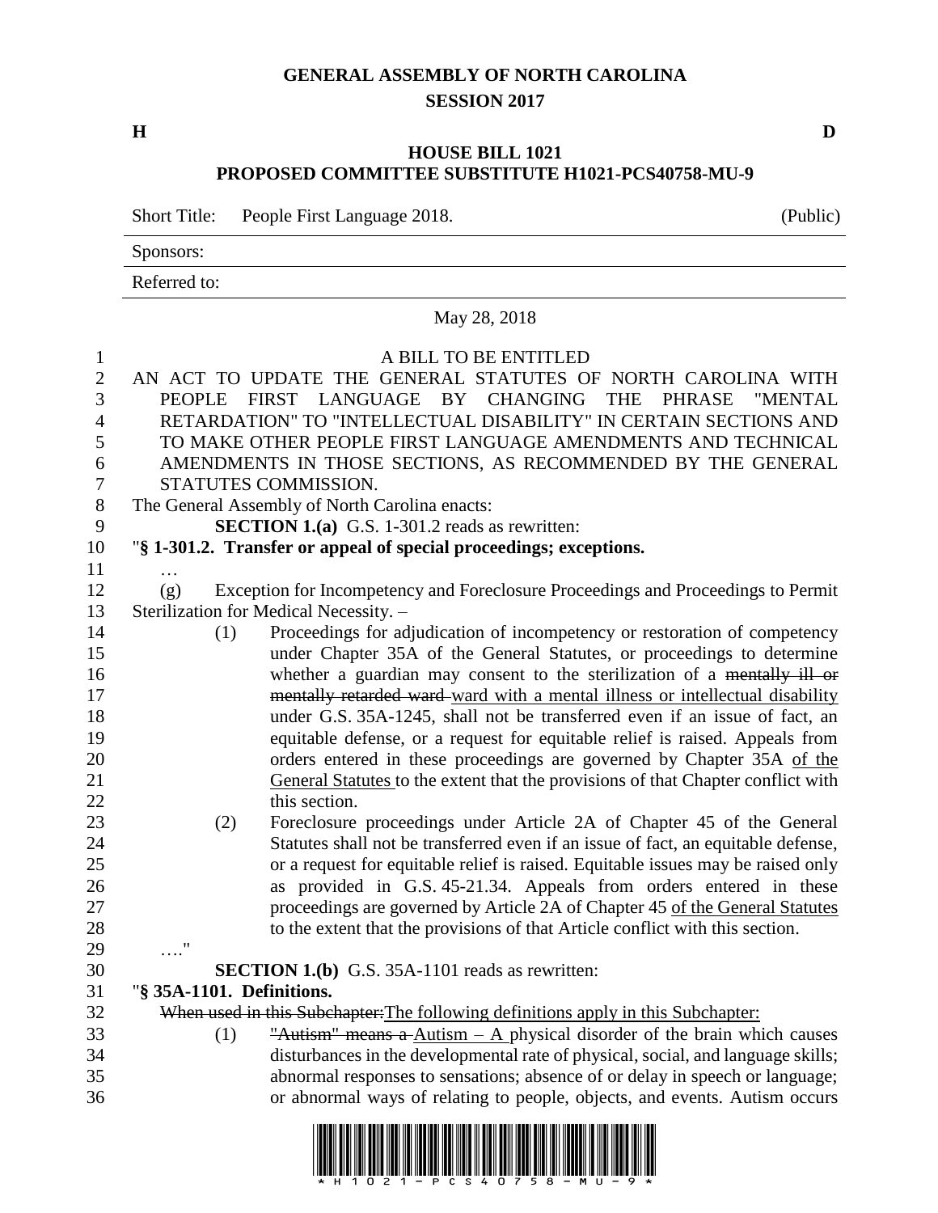# GENERAL ASSEMBLY OF NORTH CAROLINA
## SESSION 2017

**H** **D**

## HOUSE BILL 1021
## PROPOSED COMMITTEE SUBSTITUTE H1021-PCS40758-MU-9

Short Title: People First Language 2018. (Public)

Sponsors:

Referred to:

May 28, 2018

A BILL TO BE ENTITLED

AN ACT TO UPDATE THE GENERAL STATUTES OF NORTH CAROLINA WITH PEOPLE FIRST LANGUAGE BY CHANGING THE PHRASE "MENTAL RETARDATION" TO "INTELLECTUAL DISABILITY" IN CERTAIN SECTIONS AND TO MAKE OTHER PEOPLE FIRST LANGUAGE AMENDMENTS AND TECHNICAL AMENDMENTS IN THOSE SECTIONS, AS RECOMMENDED BY THE GENERAL STATUTES COMMISSION.

The General Assembly of North Carolina enacts:

**SECTION 1.(a)** G.S. 1-301.2 reads as rewritten:

"**§ 1-301.2. Transfer or appeal of special proceedings; exceptions.**

…

(g) Exception for Incompetency and Foreclosure Proceedings and Proceedings to Permit Sterilization for Medical Necessity. –

(1) Proceedings for adjudication of incompetency or restoration of competency under Chapter 35A of the General Statutes, or proceedings to determine whether a guardian may consent to the sterilization of a ~~mentally ill or mentally retarded ward~~ ward with a mental illness or intellectual disability under G.S. 35A-1245, shall not be transferred even if an issue of fact, an equitable defense, or a request for equitable relief is raised. Appeals from orders entered in these proceedings are governed by Chapter 35A of the General Statutes to the extent that the provisions of that Chapter conflict with this section.

(2) Foreclosure proceedings under Article 2A of Chapter 45 of the General Statutes shall not be transferred even if an issue of fact, an equitable defense, or a request for equitable relief is raised. Equitable issues may be raised only as provided in G.S. 45-21.34. Appeals from orders entered in these proceedings are governed by Article 2A of Chapter 45 of the General Statutes to the extent that the provisions of that Article conflict with this section.

…."

**SECTION 1.(b)** G.S. 35A-1101 reads as rewritten:

"**§ 35A-1101. Definitions.**

~~When used in this Subchapter:~~The following definitions apply in this Subchapter:

(1) ~~"Autism" means a~~ Autism – A physical disorder of the brain which causes disturbances in the developmental rate of physical, social, and language skills; abnormal responses to sensations; absence of or delay in speech or language; or abnormal ways of relating to people, objects, and events. Autism occurs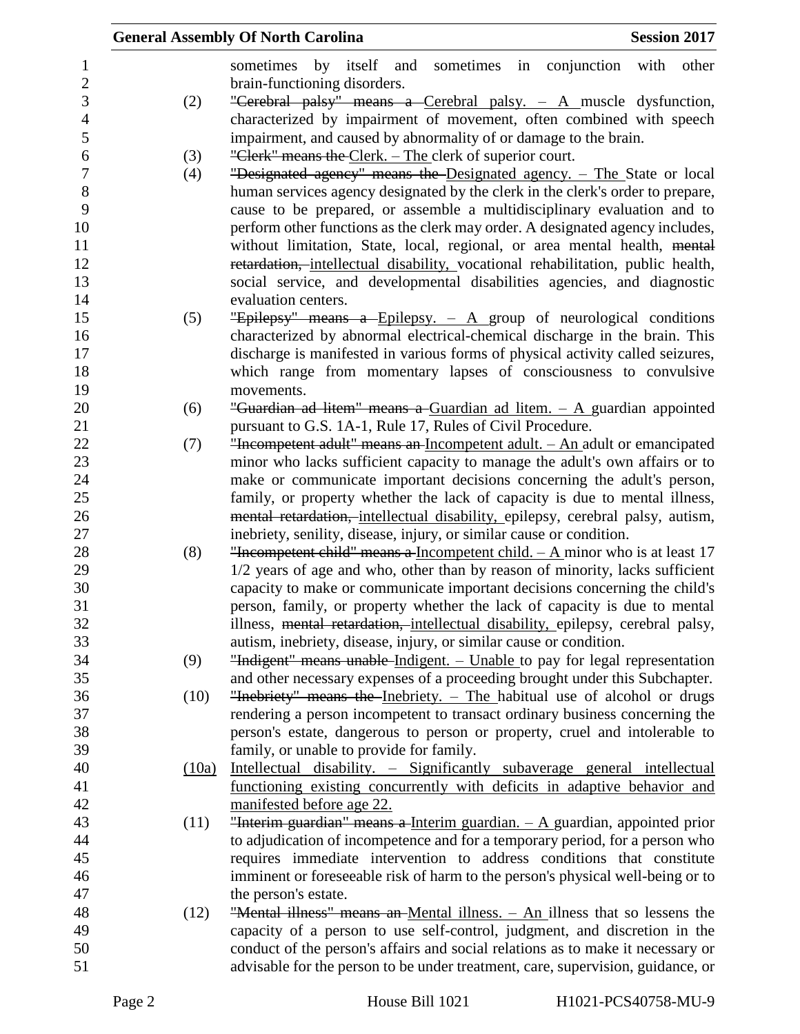sometimes by itself and sometimes in conjunction with other brain-functioning disorders.

(2) ~~"Cerebral palsy" means a~~ Cerebral palsy. – A muscle dysfunction, characterized by impairment of movement, often combined with speech impairment, and caused by abnormality of or damage to the brain.

(3) ~~"Clerk" means the~~ Clerk. – The clerk of superior court.

(4) ~~"Designated agency" means the~~ Designated agency. – The State or local human services agency designated by the clerk in the clerk's order to prepare, cause to be prepared, or assemble a multidisciplinary evaluation and to perform other functions as the clerk may order. A designated agency includes, without limitation, State, local, regional, or area mental health, ~~mental retardation,~~ intellectual disability, vocational rehabilitation, public health, social service, and developmental disabilities agencies, and diagnostic evaluation centers.

(5) ~~"Epilepsy" means a~~ Epilepsy. – A group of neurological conditions characterized by abnormal electrical-chemical discharge in the brain. This discharge is manifested in various forms of physical activity called seizures, which range from momentary lapses of consciousness to convulsive movements.

(6) ~~"Guardian ad litem" means a~~ Guardian ad litem. – A guardian appointed pursuant to G.S. 1A-1, Rule 17, Rules of Civil Procedure.

(7) ~~"Incompetent adult" means an~~ Incompetent adult. – An adult or emancipated minor who lacks sufficient capacity to manage the adult's own affairs or to make or communicate important decisions concerning the adult's person, family, or property whether the lack of capacity is due to mental illness, ~~mental retardation,~~ intellectual disability, epilepsy, cerebral palsy, autism, inebriety, senility, disease, injury, or similar cause or condition.

(8) ~~"Incompetent child" means a~~ Incompetent child. – A minor who is at least 17 1/2 years of age and who, other than by reason of minority, lacks sufficient capacity to make or communicate important decisions concerning the child's person, family, or property whether the lack of capacity is due to mental illness, ~~mental retardation,~~ intellectual disability, epilepsy, cerebral palsy, autism, inebriety, disease, injury, or similar cause or condition.

(9) ~~"Indigent" means unable~~ Indigent. – Unable to pay for legal representation and other necessary expenses of a proceeding brought under this Subchapter.

(10) ~~"Inebriety" means the~~ Inebriety. – The habitual use of alcohol or drugs rendering a person incompetent to transact ordinary business concerning the person's estate, dangerous to person or property, cruel and intolerable to family, or unable to provide for family.

(10a) Intellectual disability. – Significantly subaverage general intellectual functioning existing concurrently with deficits in adaptive behavior and manifested before age 22.

(11) ~~"Interim guardian" means a~~ Interim guardian. – A guardian, appointed prior to adjudication of incompetence and for a temporary period, for a person who requires immediate intervention to address conditions that constitute imminent or foreseeable risk of harm to the person's physical well-being or to the person's estate.

(12) ~~"Mental illness" means an~~ Mental illness. – An illness that so lessens the capacity of a person to use self-control, judgment, and discretion in the conduct of the person's affairs and social relations as to make it necessary or advisable for the person to be under treatment, care, supervision, guidance, or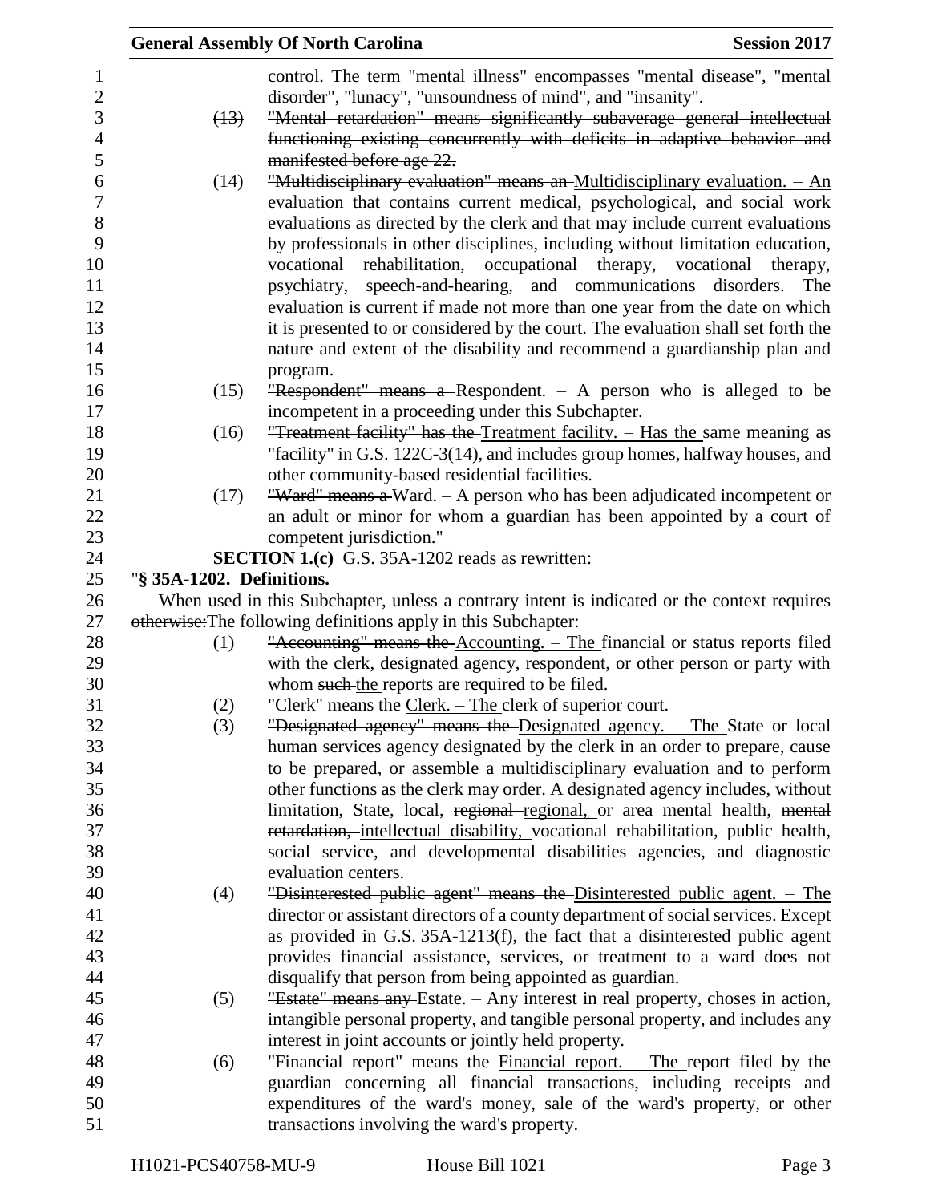control. The term "mental illness" encompasses "mental disease", "mental disorder", ~~"lunacy",~~ "unsoundness of mind", and "insanity".

~~(13) "Mental retardation" means significantly subaverage general intellectual functioning existing concurrently with deficits in adaptive behavior and manifested before age 22.~~

(14) ~~"Multidisciplinary evaluation" means an~~ Multidisciplinary evaluation. – An evaluation that contains current medical, psychological, and social work evaluations as directed by the clerk and that may include current evaluations by professionals in other disciplines, including without limitation education, vocational rehabilitation, occupational therapy, vocational therapy, psychiatry, speech-and-hearing, and communications disorders. The evaluation is current if made not more than one year from the date on which it is presented to or considered by the court. The evaluation shall set forth the nature and extent of the disability and recommend a guardianship plan and program.

(15) ~~"Respondent" means a~~ Respondent. – A person who is alleged to be incompetent in a proceeding under this Subchapter.

(16) ~~"Treatment facility" has the~~ Treatment facility. – Has the same meaning as "facility" in G.S. 122C-3(14), and includes group homes, halfway houses, and other community-based residential facilities.

(17) ~~"Ward" means a~~ Ward. – A person who has been adjudicated incompetent or an adult or minor for whom a guardian has been appointed by a court of competent jurisdiction."

**SECTION 1.(c)** G.S. 35A-1202 reads as rewritten:

"**§ 35A-1202. Definitions.**

~~When used in this Subchapter, unless a contrary intent is indicated or the context requires otherwise:~~The following definitions apply in this Subchapter:

(1) ~~"Accounting" means the~~ Accounting. – The financial or status reports filed with the clerk, designated agency, respondent, or other person or party with whom ~~such~~ the reports are required to be filed.

(2) ~~"Clerk" means the~~ Clerk. – The clerk of superior court.

(3) ~~"Designated agency" means the~~ Designated agency. – The State or local human services agency designated by the clerk in an order to prepare, cause to be prepared, or assemble a multidisciplinary evaluation and to perform other functions as the clerk may order. A designated agency includes, without limitation, State, local, ~~regional~~ regional, or area mental health, ~~mental retardation,~~ intellectual disability, vocational rehabilitation, public health, social service, and developmental disabilities agencies, and diagnostic evaluation centers.

(4) ~~"Disinterested public agent" means the~~ Disinterested public agent. – The director or assistant directors of a county department of social services. Except as provided in G.S. 35A-1213(f), the fact that a disinterested public agent provides financial assistance, services, or treatment to a ward does not disqualify that person from being appointed as guardian.

(5) ~~"Estate" means any~~ Estate. – Any interest in real property, choses in action, intangible personal property, and tangible personal property, and includes any interest in joint accounts or jointly held property.

(6) ~~"Financial report" means the~~ Financial report. – The report filed by the guardian concerning all financial transactions, including receipts and expenditures of the ward's money, sale of the ward's property, or other transactions involving the ward's property.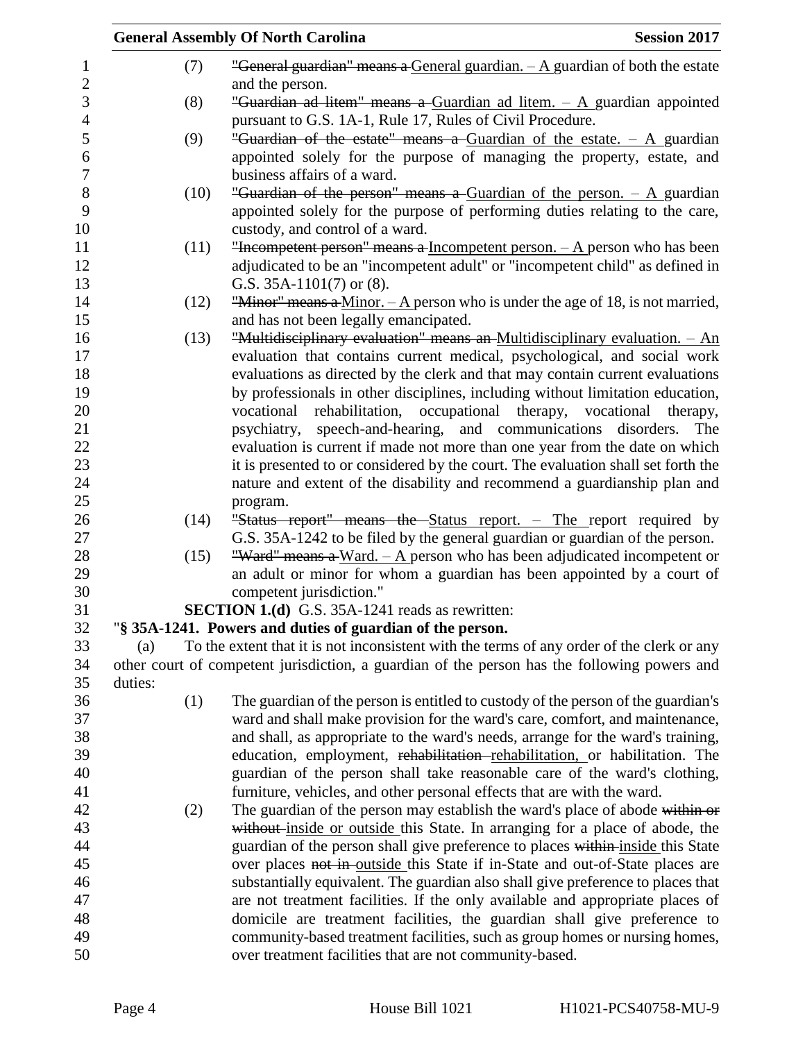(7) ~~"General guardian" means a~~ General guardian. – A guardian of both the estate and the person.

(8) ~~"Guardian ad litem" means a~~ Guardian ad litem. – A guardian appointed pursuant to G.S. 1A-1, Rule 17, Rules of Civil Procedure.

(9) ~~"Guardian of the estate" means a~~ Guardian of the estate. – A guardian appointed solely for the purpose of managing the property, estate, and business affairs of a ward.

(10) ~~"Guardian of the person" means a~~ Guardian of the person. – A guardian appointed solely for the purpose of performing duties relating to the care, custody, and control of a ward.

(11) ~~"Incompetent person" means a~~ Incompetent person. – A person who has been adjudicated to be an "incompetent adult" or "incompetent child" as defined in G.S. 35A-1101(7) or (8).

(12) ~~"Minor" means a~~ Minor. – A person who is under the age of 18, is not married, and has not been legally emancipated.

(13) ~~"Multidisciplinary evaluation" means an~~ Multidisciplinary evaluation. – An evaluation that contains current medical, psychological, and social work evaluations as directed by the clerk and that may contain current evaluations by professionals in other disciplines, including without limitation education, vocational rehabilitation, occupational therapy, vocational therapy, psychiatry, speech-and-hearing, and communications disorders. The evaluation is current if made not more than one year from the date on which it is presented to or considered by the court. The evaluation shall set forth the nature and extent of the disability and recommend a guardianship plan and program.

(14) ~~"Status report" means the~~ Status report. – The report required by G.S. 35A-1242 to be filed by the general guardian or guardian of the person.

(15) ~~"Ward" means a~~ Ward. – A person who has been adjudicated incompetent or an adult or minor for whom a guardian has been appointed by a court of competent jurisdiction."

**SECTION 1.(d)** G.S. 35A-1241 reads as rewritten:

"**§ 35A-1241. Powers and duties of guardian of the person.**

(a) To the extent that it is not inconsistent with the terms of any order of the clerk or any other court of competent jurisdiction, a guardian of the person has the following powers and duties:

(1) The guardian of the person is entitled to custody of the person of the guardian's ward and shall make provision for the ward's care, comfort, and maintenance, and shall, as appropriate to the ward's needs, arrange for the ward's training, education, employment, ~~rehabilitation~~ rehabilitation, or habilitation. The guardian of the person shall take reasonable care of the ward's clothing, furniture, vehicles, and other personal effects that are with the ward.

(2) The guardian of the person may establish the ward's place of abode ~~within or without~~ inside or outside this State. In arranging for a place of abode, the guardian of the person shall give preference to places ~~within~~ inside this State over places ~~not in~~ outside this State if in-State and out-of-State places are substantially equivalent. The guardian also shall give preference to places that are not treatment facilities. If the only available and appropriate places of domicile are treatment facilities, the guardian shall give preference to community-based treatment facilities, such as group homes or nursing homes, over treatment facilities that are not community-based.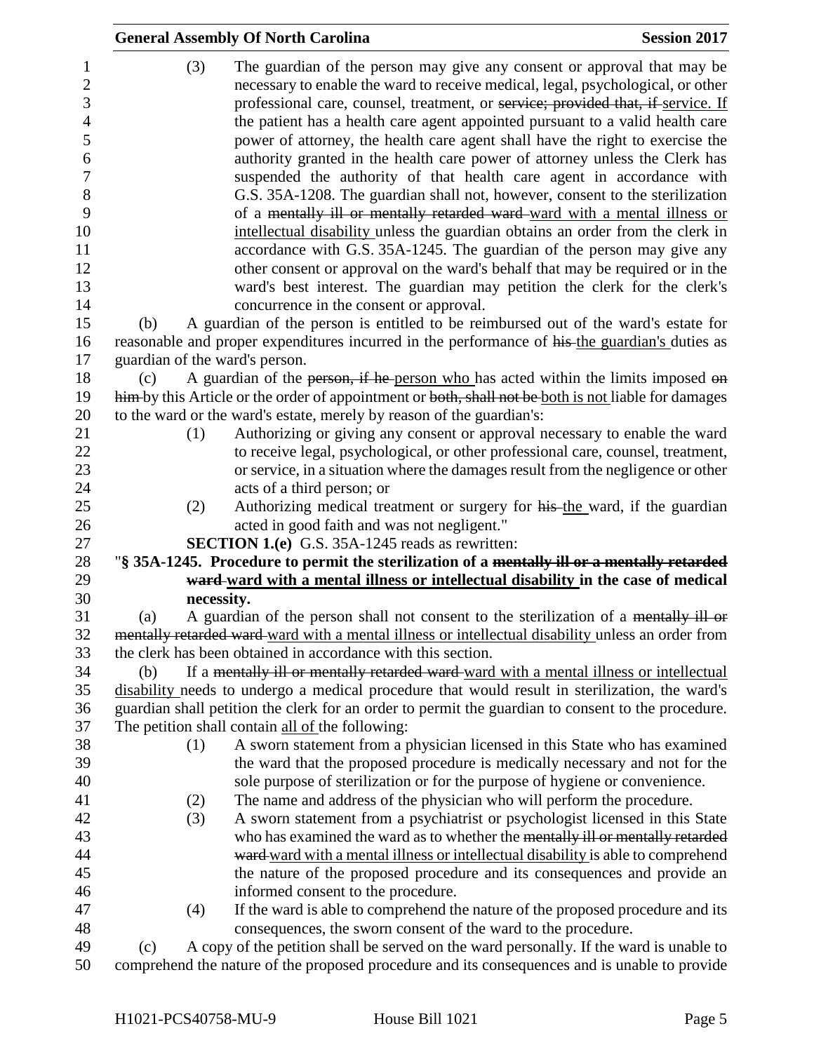(3) The guardian of the person may give any consent or approval that may be necessary to enable the ward to receive medical, legal, psychological, or other professional care, counsel, treatment, or ~~service; provided that, if~~ service. If the patient has a health care agent appointed pursuant to a valid health care power of attorney, the health care agent shall have the right to exercise the authority granted in the health care power of attorney unless the Clerk has suspended the authority of that health care agent in accordance with G.S. 35A-1208. The guardian shall not, however, consent to the sterilization of a ~~mentally ill or mentally retarded ward~~ ward with a mental illness or intellectual disability unless the guardian obtains an order from the clerk in accordance with G.S. 35A-1245. The guardian of the person may give any other consent or approval on the ward's behalf that may be required or in the ward's best interest. The guardian may petition the clerk for the clerk's concurrence in the consent or approval.

(b) A guardian of the person is entitled to be reimbursed out of the ward's estate for reasonable and proper expenditures incurred in the performance of ~~his~~ the guardian's duties as guardian of the ward's person.

(c) A guardian of the ~~person, if he~~ person who has acted within the limits imposed ~~on him~~ by this Article or the order of appointment or ~~both, shall not be~~ both is not liable for damages to the ward or the ward's estate, merely by reason of the guardian's:

(1) Authorizing or giving any consent or approval necessary to enable the ward to receive legal, psychological, or other professional care, counsel, treatment, or service, in a situation where the damages result from the negligence or other acts of a third person; or

(2) Authorizing medical treatment or surgery for ~~his~~ the ward, if the guardian acted in good faith and was not negligent."

**SECTION 1.(e)** G.S. 35A-1245 reads as rewritten:

"**§ 35A-1245. Procedure to permit the sterilization of a ~~mentally ill or a mentally retarded ward~~ ward with a mental illness or intellectual disability in the case of medical necessity.**

(a) A guardian of the person shall not consent to the sterilization of a ~~mentally ill or mentally retarded ward~~ ward with a mental illness or intellectual disability unless an order from the clerk has been obtained in accordance with this section.

(b) If a ~~mentally ill or mentally retarded ward~~ ward with a mental illness or intellectual disability needs to undergo a medical procedure that would result in sterilization, the ward's guardian shall petition the clerk for an order to permit the guardian to consent to the procedure. The petition shall contain all of the following:

(1) A sworn statement from a physician licensed in this State who has examined the ward that the proposed procedure is medically necessary and not for the sole purpose of sterilization or for the purpose of hygiene or convenience.

(2) The name and address of the physician who will perform the procedure.

(3) A sworn statement from a psychiatrist or psychologist licensed in this State who has examined the ward as to whether the ~~mentally ill or mentally retarded ward~~ ward with a mental illness or intellectual disability is able to comprehend the nature of the proposed procedure and its consequences and provide an informed consent to the procedure.

(4) If the ward is able to comprehend the nature of the proposed procedure and its consequences, the sworn consent of the ward to the procedure.

(c) A copy of the petition shall be served on the ward personally. If the ward is unable to comprehend the nature of the proposed procedure and its consequences and is unable to provide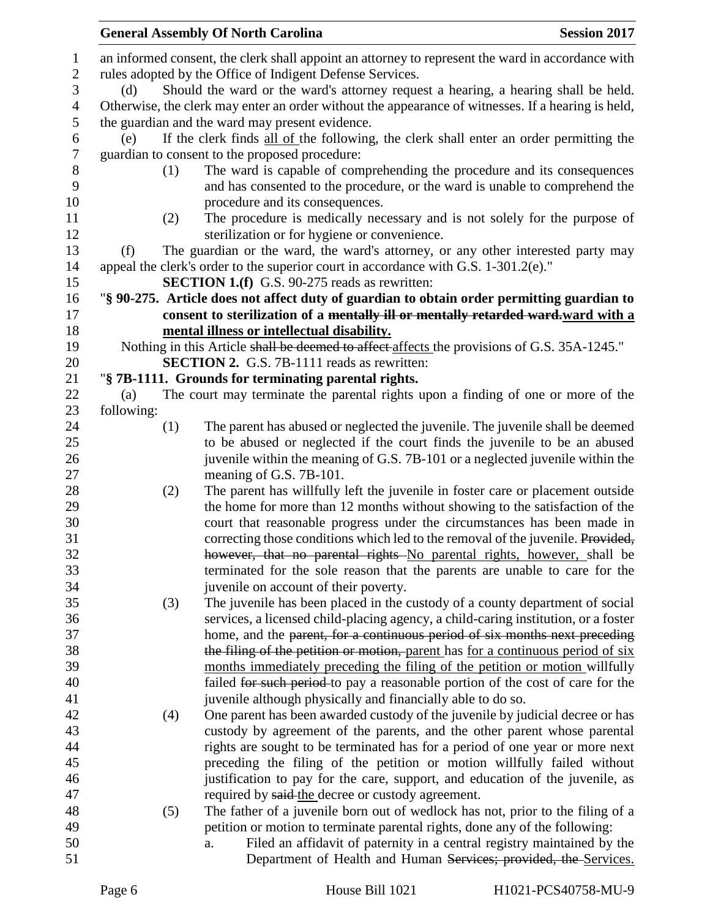an informed consent, the clerk shall appoint an attorney to represent the ward in accordance with rules adopted by the Office of Indigent Defense Services.

(d) Should the ward or the ward's attorney request a hearing, a hearing shall be held. Otherwise, the clerk may enter an order without the appearance of witnesses. If a hearing is held, the guardian and the ward may present evidence.

(e) If the clerk finds <u>all of</u> the following, the clerk shall enter an order permitting the guardian to consent to the proposed procedure:

(1) The ward is capable of comprehending the procedure and its consequences and has consented to the procedure, or the ward is unable to comprehend the procedure and its consequences.

(2) The procedure is medically necessary and is not solely for the purpose of sterilization or for hygiene or convenience.

(f) The guardian or the ward, the ward's attorney, or any other interested party may appeal the clerk's order to the superior court in accordance with G.S. 1-301.2(e)."

**SECTION 1.(f)** G.S. 90-275 reads as rewritten:

"**§ 90-275. Article does not affect duty of guardian to obtain order permitting guardian to consent to sterilization of a ~~mentally ill or mentally retarded ward.~~<u>ward with a mental illness or intellectual disability.</u>**

Nothing in this Article ~~shall be deemed to affect~~ <u>affects</u> the provisions of G.S. 35A-1245."

**SECTION 2.** G.S. 7B-1111 reads as rewritten:

"**§ 7B-1111. Grounds for terminating parental rights.**

(a) The court may terminate the parental rights upon a finding of one or more of the following:

(1) The parent has abused or neglected the juvenile. The juvenile shall be deemed to be abused or neglected if the court finds the juvenile to be an abused juvenile within the meaning of G.S. 7B-101 or a neglected juvenile within the meaning of G.S. 7B-101.

(2) The parent has willfully left the juvenile in foster care or placement outside the home for more than 12 months without showing to the satisfaction of the court that reasonable progress under the circumstances has been made in correcting those conditions which led to the removal of the juvenile. ~~Provided, however, that no parental rights~~ <u>No parental rights, however,</u> shall be terminated for the sole reason that the parents are unable to care for the juvenile on account of their poverty.

(3) The juvenile has been placed in the custody of a county department of social services, a licensed child-placing agency, a child-caring institution, or a foster home, and the ~~parent, for a continuous period of six months next preceding the filing of the petition or motion,~~ <u>parent</u> has <u>for a continuous period of six months immediately preceding the filing of the petition or motion</u> willfully failed ~~for such period~~ to pay a reasonable portion of the cost of care for the juvenile although physically and financially able to do so.

(4) One parent has been awarded custody of the juvenile by judicial decree or has custody by agreement of the parents, and the other parent whose parental rights are sought to be terminated has for a period of one year or more next preceding the filing of the petition or motion willfully failed without justification to pay for the care, support, and education of the juvenile, as required by ~~said~~ <u>the</u> decree or custody agreement.

(5) The father of a juvenile born out of wedlock has not, prior to the filing of a petition or motion to terminate parental rights, done any of the following:

a. Filed an affidavit of paternity in a central registry maintained by the Department of Health and Human ~~Services; provided, the~~ <u>Services.</u>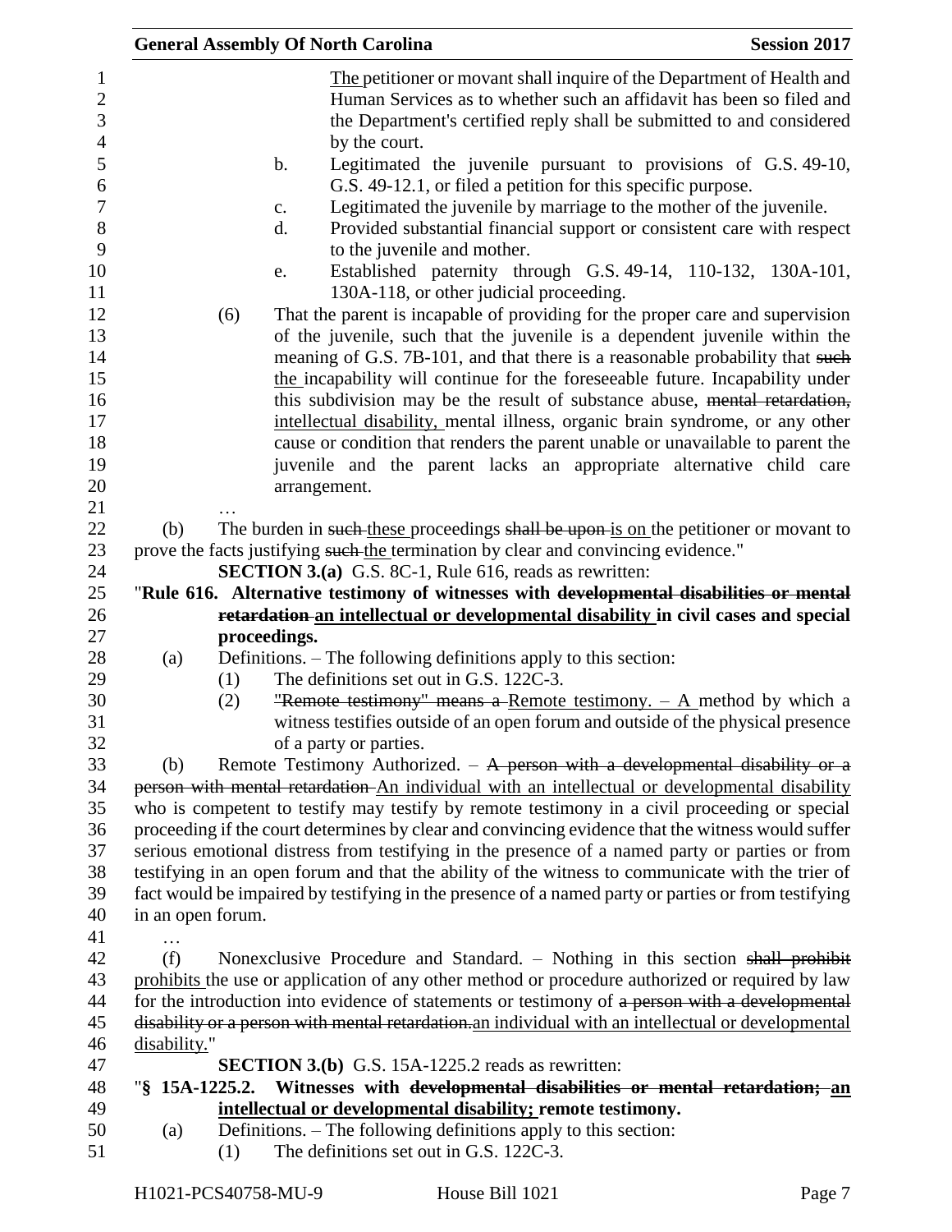The petitioner or movant shall inquire of the Department of Health and Human Services as to whether such an affidavit has been so filed and the Department's certified reply shall be submitted to and considered by the court.

b. Legitimated the juvenile pursuant to provisions of G.S. 49-10, G.S. 49-12.1, or filed a petition for this specific purpose.

c. Legitimated the juvenile by marriage to the mother of the juvenile.

d. Provided substantial financial support or consistent care with respect to the juvenile and mother.

e. Established paternity through G.S. 49-14, 110-132, 130A-101, 130A-118, or other judicial proceeding.

(6) That the parent is incapable of providing for the proper care and supervision of the juvenile, such that the juvenile is a dependent juvenile within the meaning of G.S. 7B-101, and that there is a reasonable probability that ~~such~~ the incapability will continue for the foreseeable future. Incapability under this subdivision may be the result of substance abuse, ~~mental retardation,~~ intellectual disability, mental illness, organic brain syndrome, or any other cause or condition that renders the parent unable or unavailable to parent the juvenile and the parent lacks an appropriate alternative child care arrangement.

…

(b) The burden in ~~such~~ these proceedings ~~shall be upon~~ is on the petitioner or movant to prove the facts justifying ~~such~~ the termination by clear and convincing evidence."

**SECTION 3.(a)** G.S. 8C-1, Rule 616, reads as rewritten:

"**Rule 616. Alternative testimony of witnesses with ~~developmental disabilities or mental retardation~~ an intellectual or developmental disability in civil cases and special proceedings.**

(a) Definitions. – The following definitions apply to this section:

(1) The definitions set out in G.S. 122C-3.

(2) ~~"Remote testimony" means a~~ Remote testimony. – A method by which a witness testifies outside of an open forum and outside of the physical presence of a party or parties.

(b) Remote Testimony Authorized. – ~~A person with a developmental disability or a person with mental retardation~~ An individual with an intellectual or developmental disability who is competent to testify may testify by remote testimony in a civil proceeding or special proceeding if the court determines by clear and convincing evidence that the witness would suffer serious emotional distress from testifying in the presence of a named party or parties or from testifying in an open forum and that the ability of the witness to communicate with the trier of fact would be impaired by testifying in the presence of a named party or parties or from testifying in an open forum.

…

(f) Nonexclusive Procedure and Standard. – Nothing in this section ~~shall prohibit~~ prohibits the use or application of any other method or procedure authorized or required by law for the introduction into evidence of statements or testimony of ~~a person with a developmental disability or a person with mental retardation.~~ an individual with an intellectual or developmental disability."

**SECTION 3.(b)** G.S. 15A-1225.2 reads as rewritten:

"**§ 15A-1225.2. Witnesses with ~~developmental disabilities or mental retardation;~~ an intellectual or developmental disability; remote testimony.**

(a) Definitions. – The following definitions apply to this section:

(1) The definitions set out in G.S. 122C-3.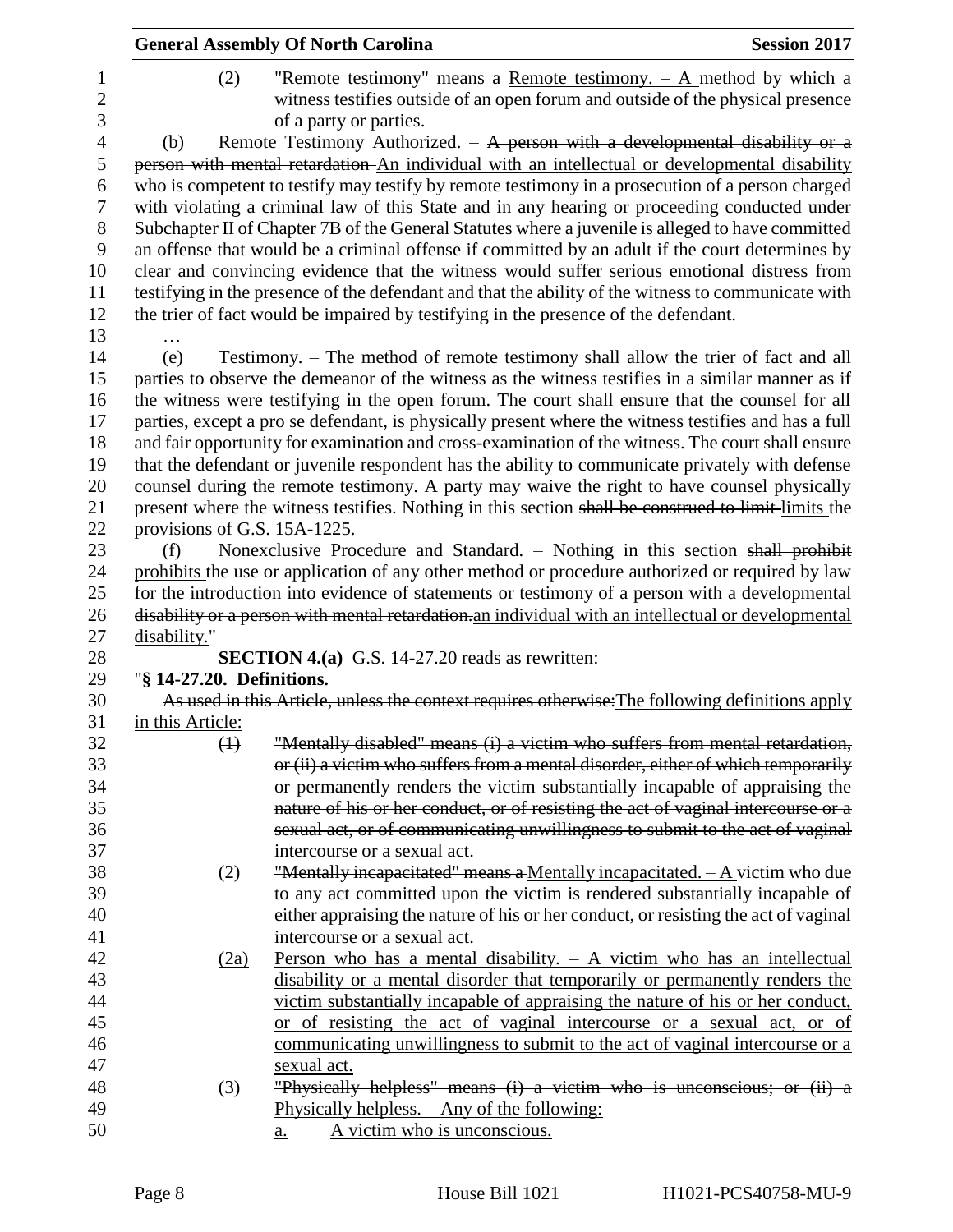(2) ~~"Remote testimony" means a~~ Remote testimony. – A method by which a witness testifies outside of an open forum and outside of the physical presence of a party or parties.

(b) Remote Testimony Authorized. – ~~A person with a developmental disability or a person with mental retardation~~ An individual with an intellectual or developmental disability who is competent to testify may testify by remote testimony in a prosecution of a person charged with violating a criminal law of this State and in any hearing or proceeding conducted under Subchapter II of Chapter 7B of the General Statutes where a juvenile is alleged to have committed an offense that would be a criminal offense if committed by an adult if the court determines by clear and convincing evidence that the witness would suffer serious emotional distress from testifying in the presence of the defendant and that the ability of the witness to communicate with the trier of fact would be impaired by testifying in the presence of the defendant.

…

(e) Testimony. – The method of remote testimony shall allow the trier of fact and all parties to observe the demeanor of the witness as the witness testifies in a similar manner as if the witness were testifying in the open forum. The court shall ensure that the counsel for all parties, except a pro se defendant, is physically present where the witness testifies and has a full and fair opportunity for examination and cross-examination of the witness. The court shall ensure that the defendant or juvenile respondent has the ability to communicate privately with defense counsel during the remote testimony. A party may waive the right to have counsel physically present where the witness testifies. Nothing in this section ~~shall be construed to limit~~ limits the provisions of G.S. 15A-1225.

(f) Nonexclusive Procedure and Standard. – Nothing in this section ~~shall prohibit~~ prohibits the use or application of any other method or procedure authorized or required by law for the introduction into evidence of statements or testimony of ~~a person with a developmental disability or a person with mental retardation.~~an individual with an intellectual or developmental disability."

**SECTION 4.(a)** G.S. 14-27.20 reads as rewritten:

"**§ 14-27.20. Definitions.**

~~As used in this Article, unless the context requires otherwise:~~The following definitions apply in this Article:

~~(1)~~ ~~"Mentally disabled" means (i) a victim who suffers from mental retardation, or (ii) a victim who suffers from a mental disorder, either of which temporarily or permanently renders the victim substantially incapable of appraising the nature of his or her conduct, or of resisting the act of vaginal intercourse or a sexual act, or of communicating unwillingness to submit to the act of vaginal intercourse or a sexual act.~~

(2) ~~"Mentally incapacitated" means a~~ Mentally incapacitated. – A victim who due to any act committed upon the victim is rendered substantially incapable of either appraising the nature of his or her conduct, or resisting the act of vaginal intercourse or a sexual act.

(2a) Person who has a mental disability. – A victim who has an intellectual disability or a mental disorder that temporarily or permanently renders the victim substantially incapable of appraising the nature of his or her conduct, or of resisting the act of vaginal intercourse or a sexual act, or of communicating unwillingness to submit to the act of vaginal intercourse or a sexual act.

(3) ~~"Physically helpless" means (i) a victim who is unconscious; or (ii) a~~ Physically helpless. – Any of the following:

a. A victim who is unconscious.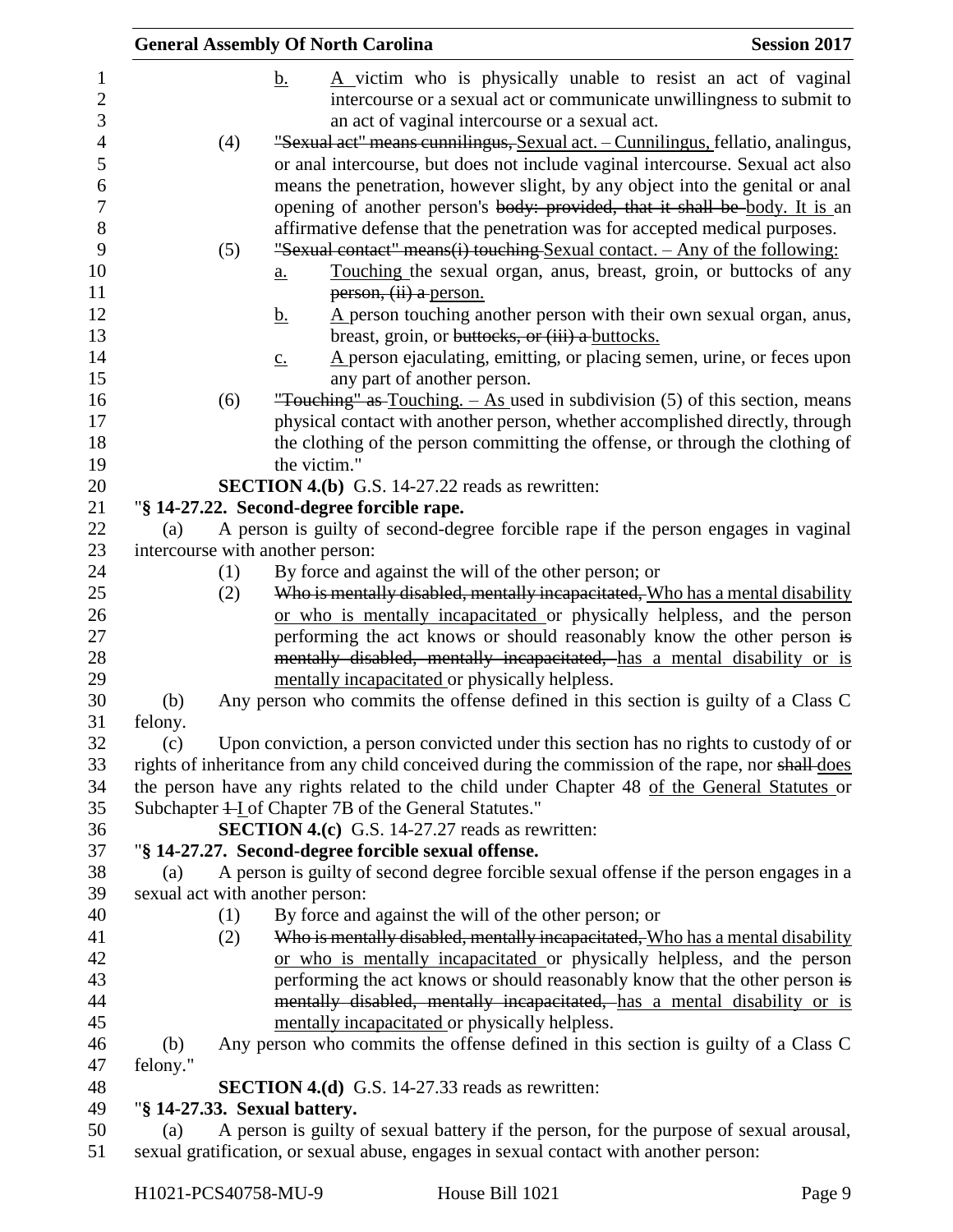b. A victim who is physically unable to resist an act of vaginal intercourse or a sexual act or communicate unwillingness to submit to an act of vaginal intercourse or a sexual act.

(4) ~~"Sexual act" means cunnilingus,~~ Sexual act. – Cunnilingus, fellatio, analingus, or anal intercourse, but does not include vaginal intercourse. Sexual act also means the penetration, however slight, by any object into the genital or anal opening of another person's ~~body: provided, that it shall be~~ body. It is an affirmative defense that the penetration was for accepted medical purposes.

(5) ~~"Sexual contact" means(i) touching~~ Sexual contact. – Any of the following:

a. Touching the sexual organ, anus, breast, groin, or buttocks of any ~~person, (ii) a~~ person.

b. A person touching another person with their own sexual organ, anus, breast, groin, or ~~buttocks, or (iii) a~~ buttocks.

c. A person ejaculating, emitting, or placing semen, urine, or feces upon any part of another person.

(6) ~~"Touching" as~~ Touching. – As used in subdivision (5) of this section, means physical contact with another person, whether accomplished directly, through the clothing of the person committing the offense, or through the clothing of the victim."

**SECTION 4.(b)** G.S. 14-27.22 reads as rewritten:

"**§ 14-27.22. Second-degree forcible rape.**

(a) A person is guilty of second-degree forcible rape if the person engages in vaginal intercourse with another person:

(1) By force and against the will of the other person; or

(2) ~~Who is mentally disabled, mentally incapacitated,~~ Who has a mental disability or who is mentally incapacitated or physically helpless, and the person performing the act knows or should reasonably know the other person ~~is mentally disabled, mentally incapacitated,~~ has a mental disability or is mentally incapacitated or physically helpless.

(b) Any person who commits the offense defined in this section is guilty of a Class C felony.

(c) Upon conviction, a person convicted under this section has no rights to custody of or rights of inheritance from any child conceived during the commission of the rape, nor ~~shall~~ does the person have any rights related to the child under Chapter 48 of the General Statutes or Subchapter ~~1~~ I of Chapter 7B of the General Statutes."

**SECTION 4.(c)** G.S. 14-27.27 reads as rewritten:

"**§ 14-27.27. Second-degree forcible sexual offense.**

(a) A person is guilty of second degree forcible sexual offense if the person engages in a sexual act with another person:

(1) By force and against the will of the other person; or

(2) ~~Who is mentally disabled, mentally incapacitated,~~ Who has a mental disability or who is mentally incapacitated or physically helpless, and the person performing the act knows or should reasonably know that the other person ~~is mentally disabled, mentally incapacitated,~~ has a mental disability or is mentally incapacitated or physically helpless.

(b) Any person who commits the offense defined in this section is guilty of a Class C felony."

**SECTION 4.(d)** G.S. 14-27.33 reads as rewritten:

"**§ 14-27.33. Sexual battery.**

(a) A person is guilty of sexual battery if the person, for the purpose of sexual arousal, sexual gratification, or sexual abuse, engages in sexual contact with another person: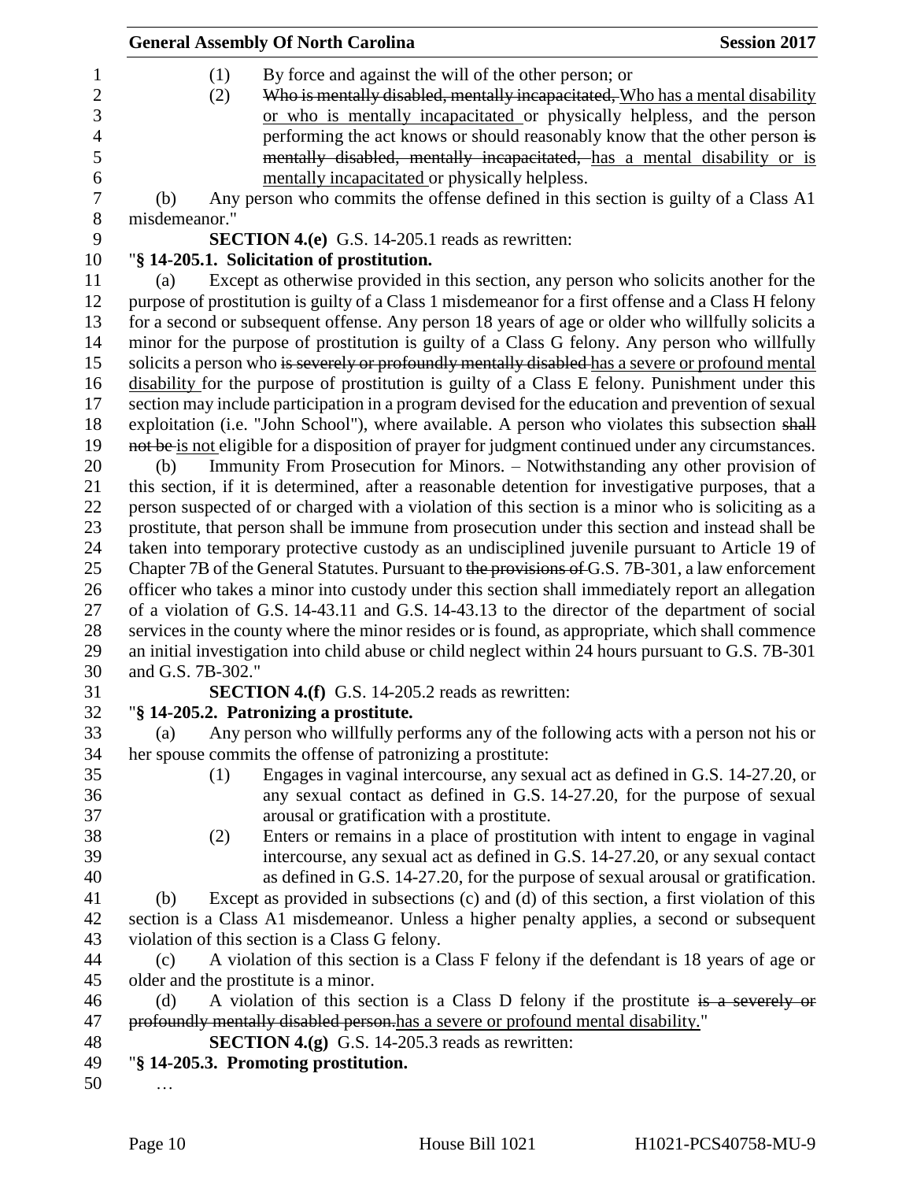(1) By force and against the will of the other person; or

(2) ~~Who is mentally disabled, mentally incapacitated,~~ Who has a mental disability or who is mentally incapacitated or physically helpless, and the person performing the act knows or should reasonably know that the other person ~~is mentally disabled, mentally incapacitated,~~ has a mental disability or is mentally incapacitated or physically helpless.

(b) Any person who commits the offense defined in this section is guilty of a Class A1 misdemeanor."

**SECTION 4.(e)** G.S. 14-205.1 reads as rewritten:

"**§ 14-205.1. Solicitation of prostitution.**

(a) Except as otherwise provided in this section, any person who solicits another for the purpose of prostitution is guilty of a Class 1 misdemeanor for a first offense and a Class H felony for a second or subsequent offense. Any person 18 years of age or older who willfully solicits a minor for the purpose of prostitution is guilty of a Class G felony. Any person who willfully solicits a person who ~~is severely or profoundly mentally disabled~~ has a severe or profound mental disability for the purpose of prostitution is guilty of a Class E felony. Punishment under this section may include participation in a program devised for the education and prevention of sexual exploitation (i.e. "John School"), where available. A person who violates this subsection ~~shall not be~~ is not eligible for a disposition of prayer for judgment continued under any circumstances.

(b) Immunity From Prosecution for Minors. – Notwithstanding any other provision of this section, if it is determined, after a reasonable detention for investigative purposes, that a person suspected of or charged with a violation of this section is a minor who is soliciting as a prostitute, that person shall be immune from prosecution under this section and instead shall be taken into temporary protective custody as an undisciplined juvenile pursuant to Article 19 of Chapter 7B of the General Statutes. Pursuant to ~~the provisions of~~ G.S. 7B-301, a law enforcement officer who takes a minor into custody under this section shall immediately report an allegation of a violation of G.S. 14-43.11 and G.S. 14-43.13 to the director of the department of social services in the county where the minor resides or is found, as appropriate, which shall commence an initial investigation into child abuse or child neglect within 24 hours pursuant to G.S. 7B-301 and G.S. 7B-302."

**SECTION 4.(f)** G.S. 14-205.2 reads as rewritten:

"**§ 14-205.2. Patronizing a prostitute.**

(a) Any person who willfully performs any of the following acts with a person not his or her spouse commits the offense of patronizing a prostitute:

(1) Engages in vaginal intercourse, any sexual act as defined in G.S. 14-27.20, or any sexual contact as defined in G.S. 14-27.20, for the purpose of sexual arousal or gratification with a prostitute.

(2) Enters or remains in a place of prostitution with intent to engage in vaginal intercourse, any sexual act as defined in G.S. 14-27.20, or any sexual contact as defined in G.S. 14-27.20, for the purpose of sexual arousal or gratification.

(b) Except as provided in subsections (c) and (d) of this section, a first violation of this section is a Class A1 misdemeanor. Unless a higher penalty applies, a second or subsequent violation of this section is a Class G felony.

(c) A violation of this section is a Class F felony if the defendant is 18 years of age or older and the prostitute is a minor.

(d) A violation of this section is a Class D felony if the prostitute ~~is a severely or profoundly mentally disabled person.~~ has a severe or profound mental disability."

**SECTION 4.(g)** G.S. 14-205.3 reads as rewritten:

"**§ 14-205.3. Promoting prostitution.**

…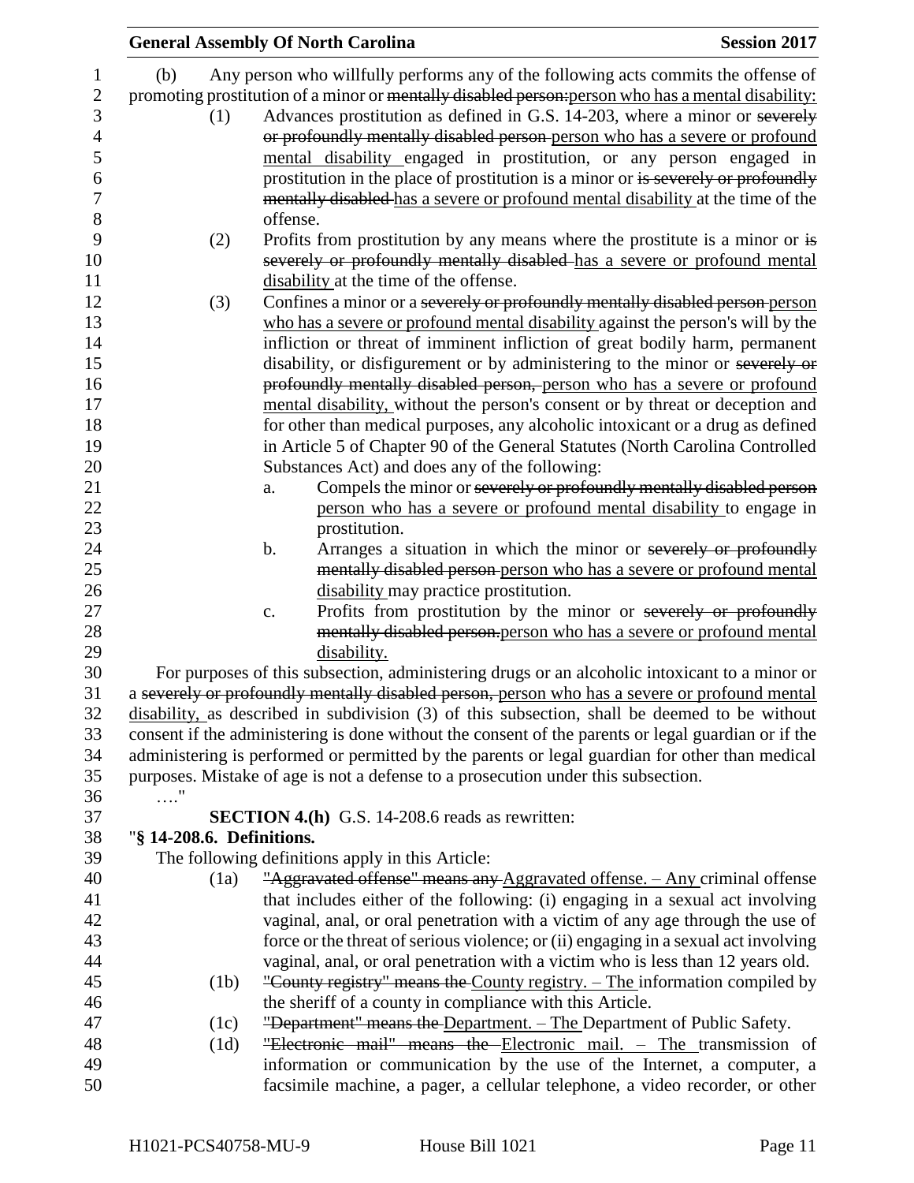(b) Any person who willfully performs any of the following acts commits the offense of promoting prostitution of a minor or ~~mentally disabled person:~~person who has a mental disability:

(1) Advances prostitution as defined in G.S. 14-203, where a minor or ~~severely or profoundly mentally disabled person~~ person who has a severe or profound mental disability engaged in prostitution, or any person engaged in prostitution in the place of prostitution is a minor or ~~is severely or profoundly mentally disabled~~ has a severe or profound mental disability at the time of the offense.

(2) Profits from prostitution by any means where the prostitute is a minor or ~~is severely or profoundly mentally disabled~~ has a severe or profound mental disability at the time of the offense.

(3) Confines a minor or a ~~severely or profoundly mentally disabled person~~ person who has a severe or profound mental disability against the person's will by the infliction or threat of imminent infliction of great bodily harm, permanent disability, or disfigurement or by administering to the minor or ~~severely or profoundly mentally disabled person,~~ person who has a severe or profound mental disability, without the person's consent or by threat or deception and for other than medical purposes, any alcoholic intoxicant or a drug as defined in Article 5 of Chapter 90 of the General Statutes (North Carolina Controlled Substances Act) and does any of the following:

a. Compels the minor or ~~severely or profoundly mentally disabled person~~ person who has a severe or profound mental disability to engage in prostitution.

b. Arranges a situation in which the minor or ~~severely or profoundly mentally disabled person~~ person who has a severe or profound mental disability may practice prostitution.

c. Profits from prostitution by the minor or ~~severely or profoundly mentally disabled person.~~person who has a severe or profound mental disability.

For purposes of this subsection, administering drugs or an alcoholic intoxicant to a minor or a ~~severely or profoundly mentally disabled person,~~ person who has a severe or profound mental disability, as described in subdivision (3) of this subsection, shall be deemed to be without consent if the administering is done without the consent of the parents or legal guardian or if the administering is performed or permitted by the parents or legal guardian for other than medical purposes. Mistake of age is not a defense to a prosecution under this subsection.

…."

**SECTION 4.(h)** G.S. 14-208.6 reads as rewritten:

"**§ 14-208.6. Definitions.**

The following definitions apply in this Article:

(1a) ~~"Aggravated offense" means any~~ Aggravated offense. – Any criminal offense that includes either of the following: (i) engaging in a sexual act involving vaginal, anal, or oral penetration with a victim of any age through the use of force or the threat of serious violence; or (ii) engaging in a sexual act involving vaginal, anal, or oral penetration with a victim who is less than 12 years old.

(1b) ~~"County registry" means the~~ County registry. – The information compiled by the sheriff of a county in compliance with this Article.

(1c) ~~"Department" means the~~ Department. – The Department of Public Safety.

(1d) ~~"Electronic mail" means the~~ Electronic mail. – The transmission of information or communication by the use of the Internet, a computer, a facsimile machine, a pager, a cellular telephone, a video recorder, or other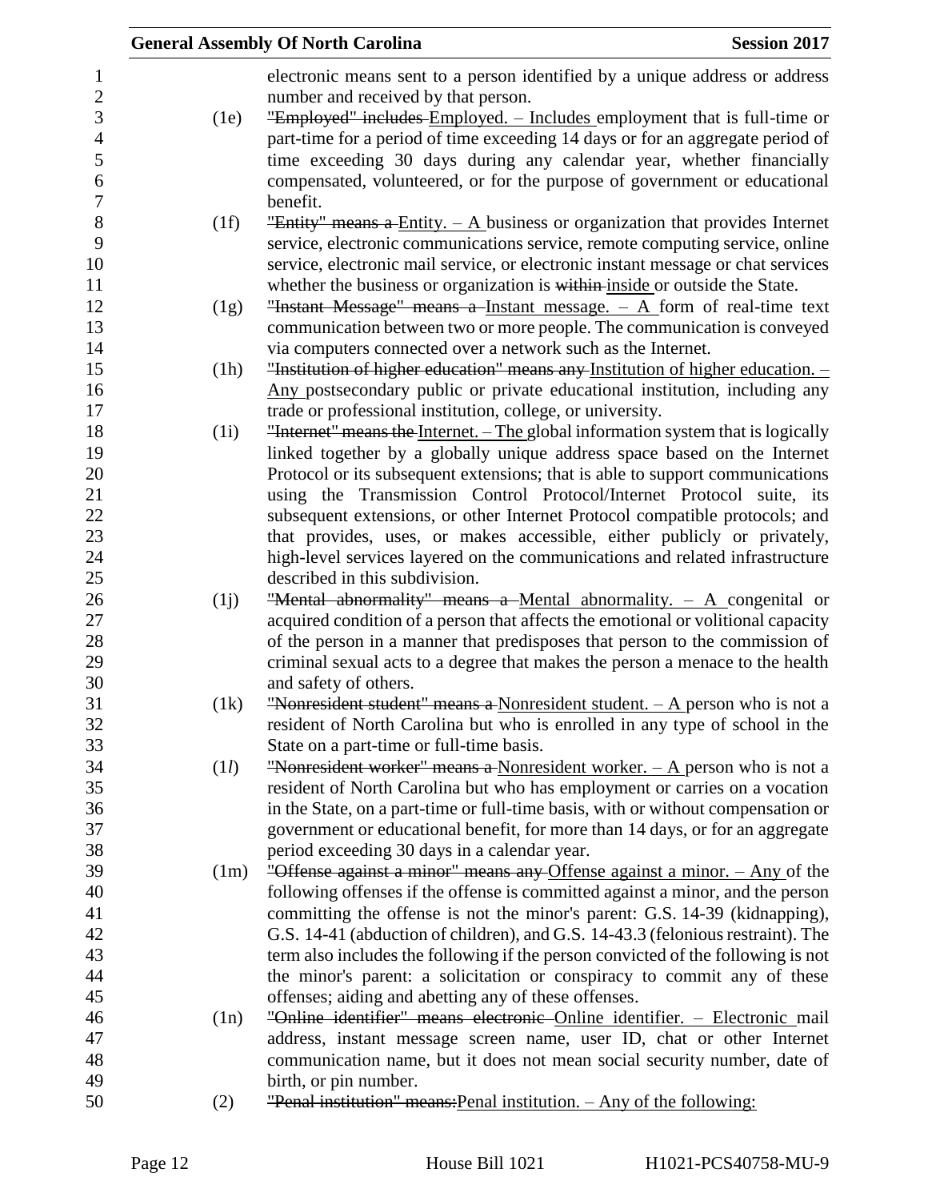electronic means sent to a person identified by a unique address or address number and received by that person.

(1e) ~~"Employed" includes~~ Employed. – Includes employment that is full-time or part-time for a period of time exceeding 14 days or for an aggregate period of time exceeding 30 days during any calendar year, whether financially compensated, volunteered, or for the purpose of government or educational benefit.

(1f) ~~"Entity" means a~~ Entity. – A business or organization that provides Internet service, electronic communications service, remote computing service, online service, electronic mail service, or electronic instant message or chat services whether the business or organization is ~~within~~ inside or outside the State.

(1g) ~~"Instant Message" means a~~ Instant message. – A form of real-time text communication between two or more people. The communication is conveyed via computers connected over a network such as the Internet.

(1h) ~~"Institution of higher education" means any~~ Institution of higher education. – Any postsecondary public or private educational institution, including any trade or professional institution, college, or university.

(1i) ~~"Internet" means the~~ Internet. – The global information system that is logically linked together by a globally unique address space based on the Internet Protocol or its subsequent extensions; that is able to support communications using the Transmission Control Protocol/Internet Protocol suite, its subsequent extensions, or other Internet Protocol compatible protocols; and that provides, uses, or makes accessible, either publicly or privately, high-level services layered on the communications and related infrastructure described in this subdivision.

(1j) ~~"Mental abnormality" means a~~ Mental abnormality. – A congenital or acquired condition of a person that affects the emotional or volitional capacity of the person in a manner that predisposes that person to the commission of criminal sexual acts to a degree that makes the person a menace to the health and safety of others.

(1k) ~~"Nonresident student" means a~~ Nonresident student. – A person who is not a resident of North Carolina but who is enrolled in any type of school in the State on a part-time or full-time basis.

(1*l*) ~~"Nonresident worker" means a~~ Nonresident worker. – A person who is not a resident of North Carolina but who has employment or carries on a vocation in the State, on a part-time or full-time basis, with or without compensation or government or educational benefit, for more than 14 days, or for an aggregate period exceeding 30 days in a calendar year.

(1m) ~~"Offense against a minor" means any~~ Offense against a minor. – Any of the following offenses if the offense is committed against a minor, and the person committing the offense is not the minor's parent: G.S. 14-39 (kidnapping), G.S. 14-41 (abduction of children), and G.S. 14-43.3 (felonious restraint). The term also includes the following if the person convicted of the following is not the minor's parent: a solicitation or conspiracy to commit any of these offenses; aiding and abetting any of these offenses.

(1n) ~~"Online identifier" means electronic~~ Online identifier. – Electronic mail address, instant message screen name, user ID, chat or other Internet communication name, but it does not mean social security number, date of birth, or pin number.

(2) ~~"Penal institution" means:~~ Penal institution. – Any of the following: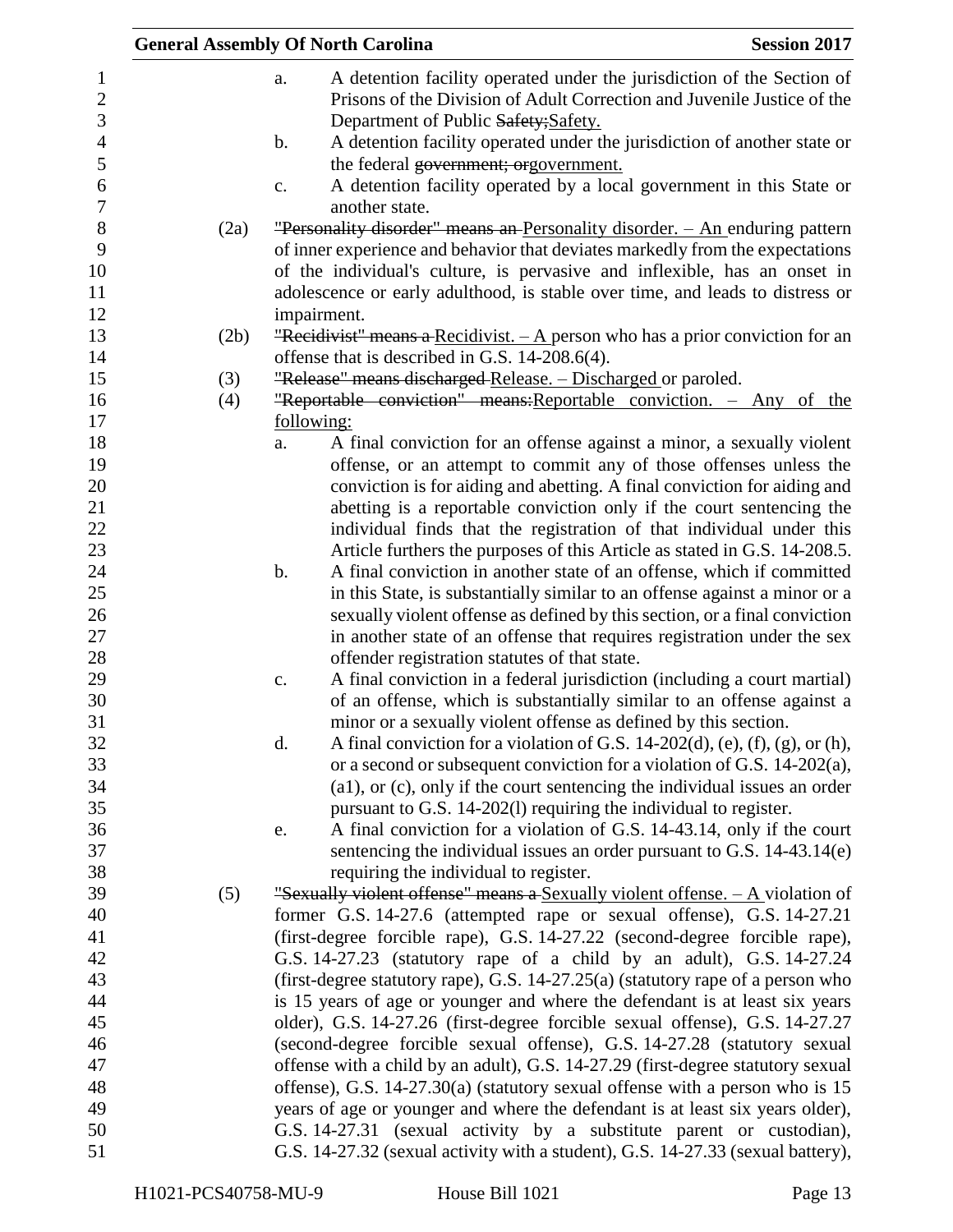a. A detention facility operated under the jurisdiction of the Section of Prisons of the Division of Adult Correction and Juvenile Justice of the Department of Public ~~Safety;~~Safety.

b. A detention facility operated under the jurisdiction of another state or the federal ~~government; or~~government.

c. A detention facility operated by a local government in this State or another state.

(2a) ~~"Personality disorder" means an~~ Personality disorder. – An enduring pattern of inner experience and behavior that deviates markedly from the expectations of the individual's culture, is pervasive and inflexible, has an onset in adolescence or early adulthood, is stable over time, and leads to distress or impairment.

(2b) ~~"Recidivist" means a~~ Recidivist. – A person who has a prior conviction for an offense that is described in G.S. 14-208.6(4).

(3) ~~"Release" means discharged~~ Release. – Discharged or paroled.

(4) ~~"Reportable conviction" means:~~Reportable conviction. – Any of the following:

a. A final conviction for an offense against a minor, a sexually violent offense, or an attempt to commit any of those offenses unless the conviction is for aiding and abetting. A final conviction for aiding and abetting is a reportable conviction only if the court sentencing the individual finds that the registration of that individual under this Article furthers the purposes of this Article as stated in G.S. 14-208.5.

b. A final conviction in another state of an offense, which if committed in this State, is substantially similar to an offense against a minor or a sexually violent offense as defined by this section, or a final conviction in another state of an offense that requires registration under the sex offender registration statutes of that state.

c. A final conviction in a federal jurisdiction (including a court martial) of an offense, which is substantially similar to an offense against a minor or a sexually violent offense as defined by this section.

d. A final conviction for a violation of G.S. 14-202(d), (e), (f), (g), or (h), or a second or subsequent conviction for a violation of G.S. 14-202(a), (a1), or (c), only if the court sentencing the individual issues an order pursuant to G.S. 14-202(l) requiring the individual to register.

e. A final conviction for a violation of G.S. 14-43.14, only if the court sentencing the individual issues an order pursuant to G.S. 14-43.14(e) requiring the individual to register.

(5) ~~"Sexually violent offense" means a~~ Sexually violent offense. – A violation of former G.S. 14-27.6 (attempted rape or sexual offense), G.S. 14-27.21 (first-degree forcible rape), G.S. 14-27.22 (second-degree forcible rape), G.S. 14-27.23 (statutory rape of a child by an adult), G.S. 14-27.24 (first-degree statutory rape), G.S. 14-27.25(a) (statutory rape of a person who is 15 years of age or younger and where the defendant is at least six years older), G.S. 14-27.26 (first-degree forcible sexual offense), G.S. 14-27.27 (second-degree forcible sexual offense), G.S. 14-27.28 (statutory sexual offense with a child by an adult), G.S. 14-27.29 (first-degree statutory sexual offense), G.S. 14-27.30(a) (statutory sexual offense with a person who is 15 years of age or younger and where the defendant is at least six years older), G.S. 14-27.31 (sexual activity by a substitute parent or custodian), G.S. 14-27.32 (sexual activity with a student), G.S. 14-27.33 (sexual battery),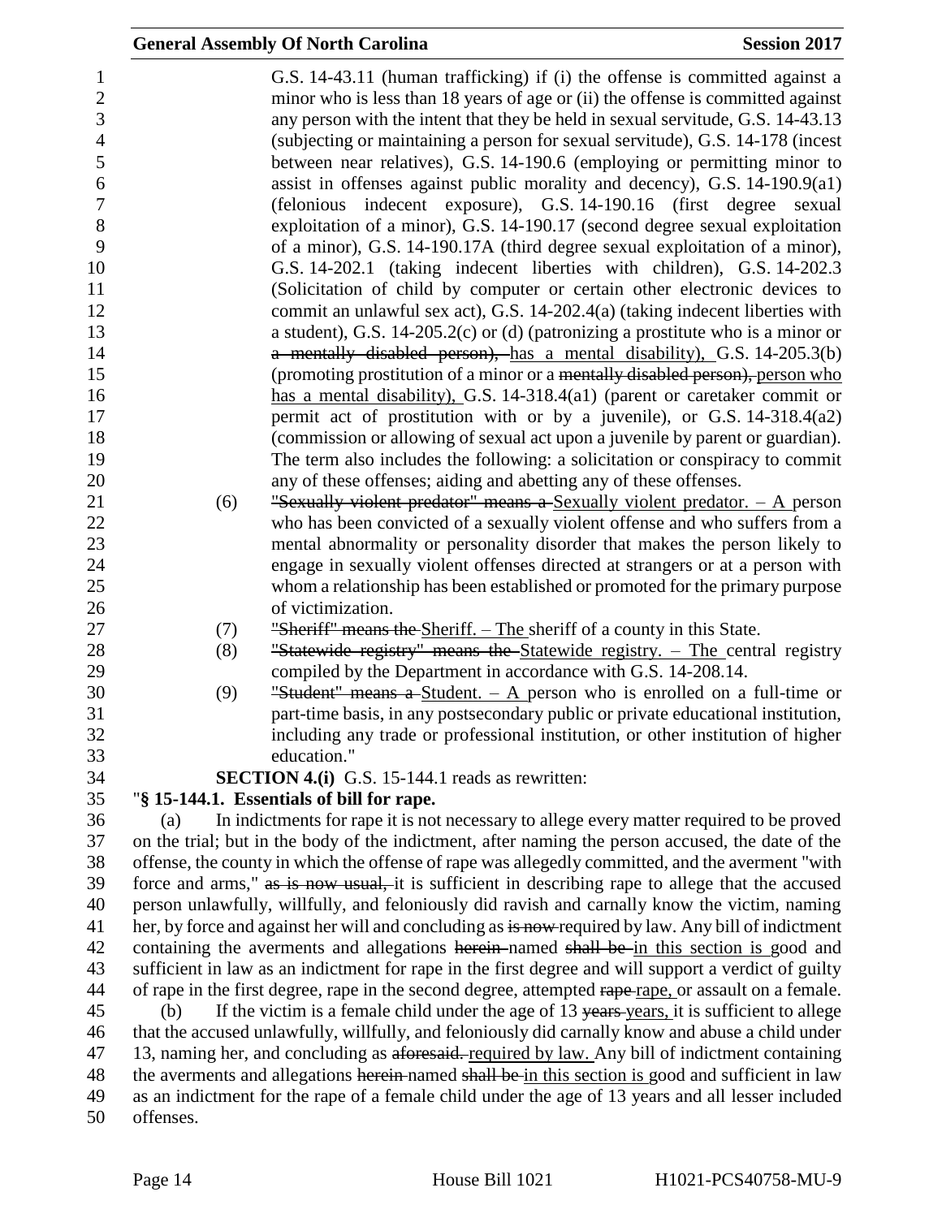G.S. 14-43.11 (human trafficking) if (i) the offense is committed against a minor who is less than 18 years of age or (ii) the offense is committed against any person with the intent that they be held in sexual servitude, G.S. 14-43.13 (subjecting or maintaining a person for sexual servitude), G.S. 14-178 (incest between near relatives), G.S. 14-190.6 (employing or permitting minor to assist in offenses against public morality and decency), G.S. 14-190.9(a1) (felonious indecent exposure), G.S. 14-190.16 (first degree sexual exploitation of a minor), G.S. 14-190.17 (second degree sexual exploitation of a minor), G.S. 14-190.17A (third degree sexual exploitation of a minor), G.S. 14-202.1 (taking indecent liberties with children), G.S. 14-202.3 (Solicitation of child by computer or certain other electronic devices to commit an unlawful sex act), G.S. 14-202.4(a) (taking indecent liberties with a student), G.S. 14-205.2(c) or (d) (patronizing a prostitute who is a minor or ~~a mentally disabled person),~~ has a mental disability), G.S. 14-205.3(b) (promoting prostitution of a minor or a ~~mentally disabled person),~~ person who has a mental disability), G.S. 14-318.4(a1) (parent or caretaker commit or permit act of prostitution with or by a juvenile), or G.S. 14-318.4(a2) (commission or allowing of sexual act upon a juvenile by parent or guardian). The term also includes the following: a solicitation or conspiracy to commit any of these offenses; aiding and abetting any of these offenses.

(6) ~~"Sexually violent predator" means a~~ Sexually violent predator. – A person who has been convicted of a sexually violent offense and who suffers from a mental abnormality or personality disorder that makes the person likely to engage in sexually violent offenses directed at strangers or at a person with whom a relationship has been established or promoted for the primary purpose of victimization.

(7) ~~"Sheriff" means the~~ Sheriff. – The sheriff of a county in this State.

(8) ~~"Statewide registry" means the~~ Statewide registry. – The central registry compiled by the Department in accordance with G.S. 14-208.14.

(9) ~~"Student" means a~~ Student. – A person who is enrolled on a full-time or part-time basis, in any postsecondary public or private educational institution, including any trade or professional institution, or other institution of higher education."

**SECTION 4.(i)** G.S. 15-144.1 reads as rewritten:

"**§ 15-144.1. Essentials of bill for rape.**

(a) In indictments for rape it is not necessary to allege every matter required to be proved on the trial; but in the body of the indictment, after naming the person accused, the date of the offense, the county in which the offense of rape was allegedly committed, and the averment "with force and arms," ~~as is now usual,~~ it is sufficient in describing rape to allege that the accused person unlawfully, willfully, and feloniously did ravish and carnally know the victim, naming her, by force and against her will and concluding as ~~is now~~ required by law. Any bill of indictment containing the averments and allegations ~~herein~~ named ~~shall be~~ in this section is good and sufficient in law as an indictment for rape in the first degree and will support a verdict of guilty of rape in the first degree, rape in the second degree, attempted ~~rape~~ rape, or assault on a female.

(b) If the victim is a female child under the age of 13 ~~years~~ years, it is sufficient to allege that the accused unlawfully, willfully, and feloniously did carnally know and abuse a child under 13, naming her, and concluding as ~~aforesaid.~~ required by law. Any bill of indictment containing the averments and allegations ~~herein~~ named ~~shall be~~ in this section is good and sufficient in law as an indictment for the rape of a female child under the age of 13 years and all lesser included offenses.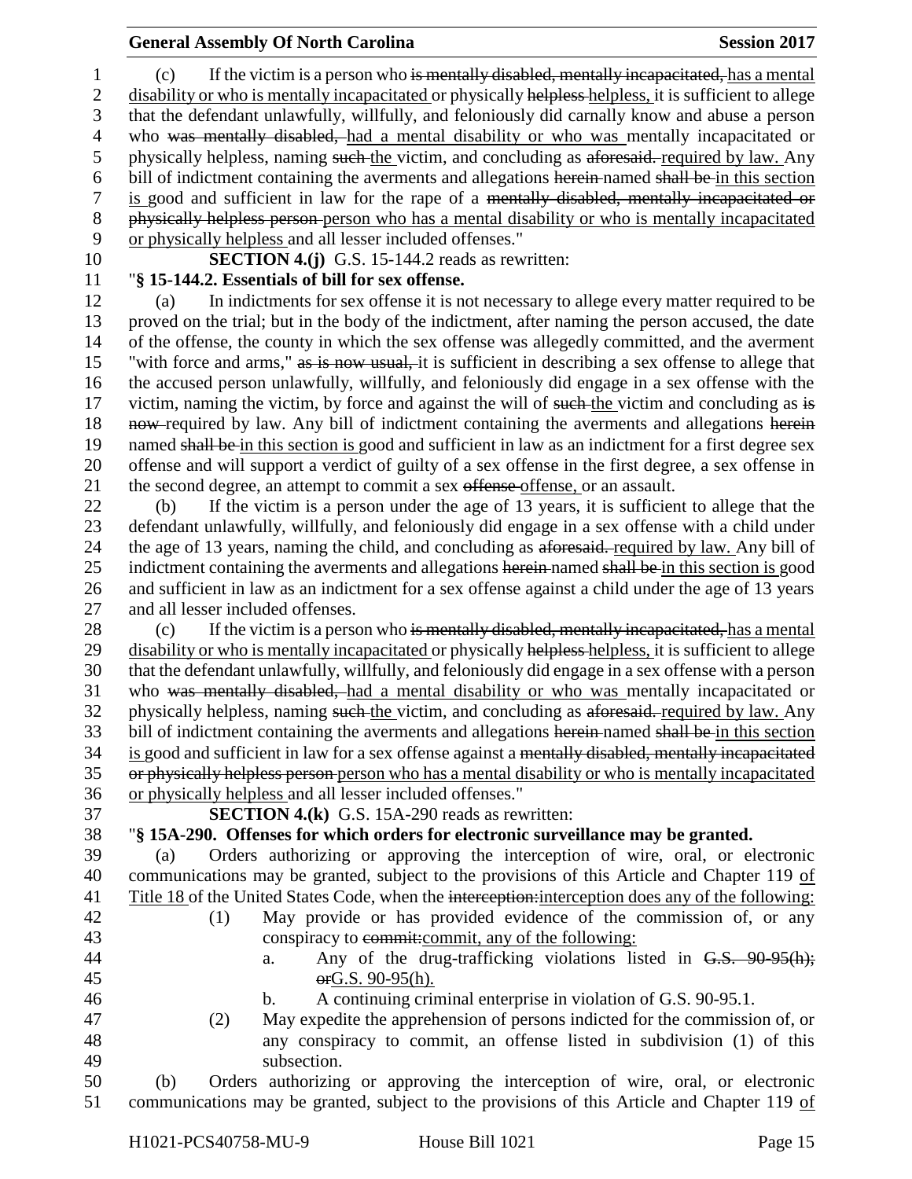(c) If the victim is a person who is mentally disabled, mentally incapacitated, has a mental disability or who is mentally incapacitated or physically helpless helpless, it is sufficient to allege that the defendant unlawfully, willfully, and feloniously did carnally know and abuse a person who was mentally disabled, had a mental disability or who was mentally incapacitated or physically helpless, naming such the victim, and concluding as aforesaid. required by law. Any bill of indictment containing the averments and allegations herein named shall be in this section is good and sufficient in law for the rape of a mentally disabled, mentally incapacitated or physically helpless person person who has a mental disability or who is mentally incapacitated or physically helpless and all lesser included offenses."

**SECTION 4.(j)** G.S. 15-144.2 reads as rewritten:

"**§ 15-144.2. Essentials of bill for sex offense.**

(a) In indictments for sex offense it is not necessary to allege every matter required to be proved on the trial; but in the body of the indictment, after naming the person accused, the date of the offense, the county in which the sex offense was allegedly committed, and the averment "with force and arms," as is now usual, it is sufficient in describing a sex offense to allege that the accused person unlawfully, willfully, and feloniously did engage in a sex offense with the victim, naming the victim, by force and against the will of such the victim and concluding as is now required by law. Any bill of indictment containing the averments and allegations herein named shall be in this section is good and sufficient in law as an indictment for a first degree sex offense and will support a verdict of guilty of a sex offense in the first degree, a sex offense in the second degree, an attempt to commit a sex offense offense, or an assault.

(b) If the victim is a person under the age of 13 years, it is sufficient to allege that the defendant unlawfully, willfully, and feloniously did engage in a sex offense with a child under the age of 13 years, naming the child, and concluding as aforesaid. required by law. Any bill of indictment containing the averments and allegations herein named shall be in this section is good and sufficient in law as an indictment for a sex offense against a child under the age of 13 years and all lesser included offenses.

(c) If the victim is a person who is mentally disabled, mentally incapacitated, has a mental disability or who is mentally incapacitated or physically helpless helpless, it is sufficient to allege that the defendant unlawfully, willfully, and feloniously did engage in a sex offense with a person who was mentally disabled, had a mental disability or who was mentally incapacitated or physically helpless, naming such the victim, and concluding as aforesaid. required by law. Any bill of indictment containing the averments and allegations herein named shall be in this section is good and sufficient in law for a sex offense against a mentally disabled, mentally incapacitated or physically helpless person person who has a mental disability or who is mentally incapacitated or physically helpless and all lesser included offenses."

**SECTION 4.(k)** G.S. 15A-290 reads as rewritten:

"**§ 15A-290. Offenses for which orders for electronic surveillance may be granted.**

(a) Orders authorizing or approving the interception of wire, oral, or electronic communications may be granted, subject to the provisions of this Article and Chapter 119 of Title 18 of the United States Code, when the interception:interception does any of the following:

(1) May provide or has provided evidence of the commission of, or any conspiracy to commit:commit, any of the following:

a. Any of the drug-trafficking violations listed in G.S. 90-95(h); orG.S. 90-95(h).

b. A continuing criminal enterprise in violation of G.S. 90-95.1.

(2) May expedite the apprehension of persons indicted for the commission of, or any conspiracy to commit, an offense listed in subdivision (1) of this subsection.

(b) Orders authorizing or approving the interception of wire, oral, or electronic communications may be granted, subject to the provisions of this Article and Chapter 119 of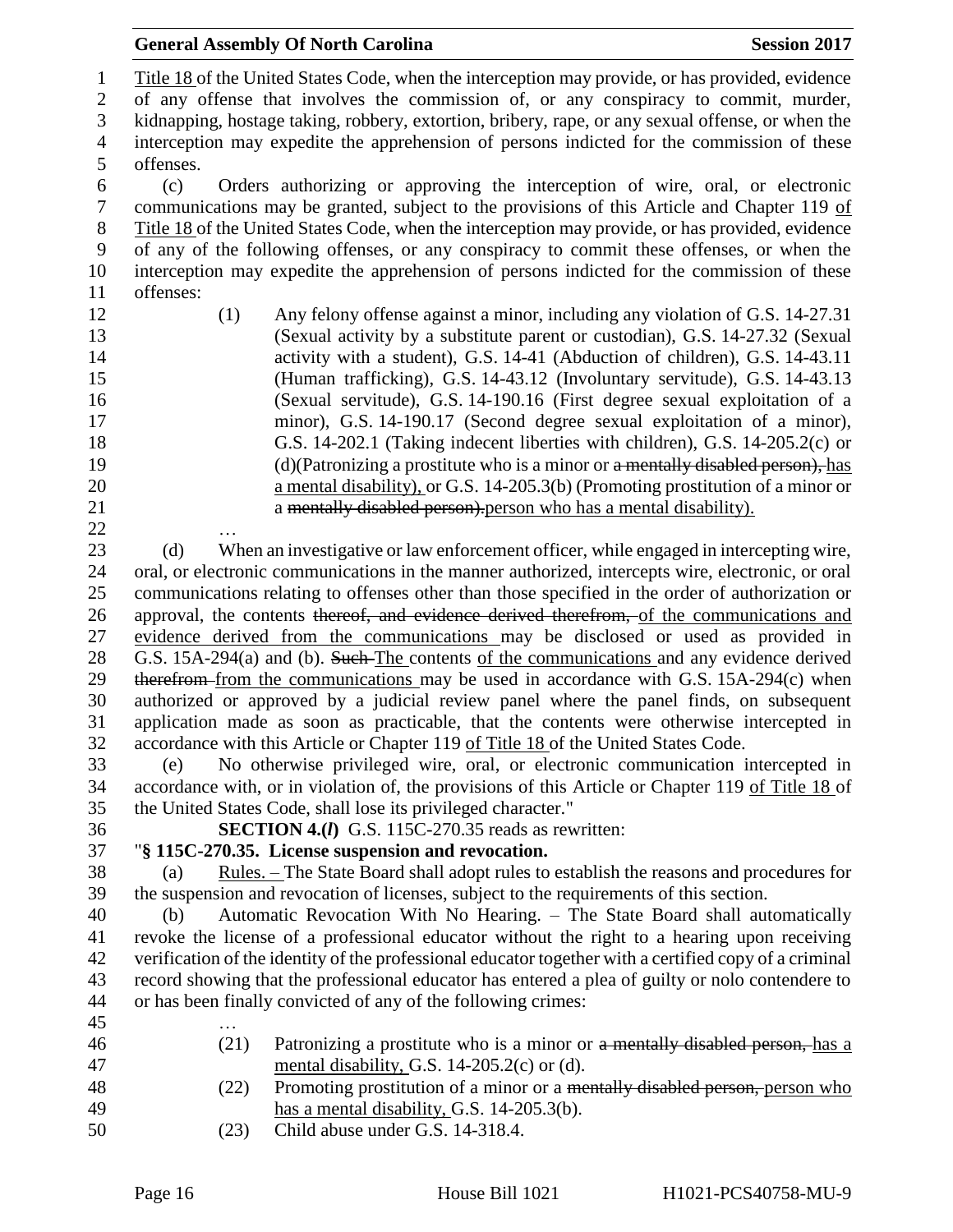Title 18 of the United States Code, when the interception may provide, or has provided, evidence of any offense that involves the commission of, or any conspiracy to commit, murder, kidnapping, hostage taking, robbery, extortion, bribery, rape, or any sexual offense, or when the interception may expedite the apprehension of persons indicted for the commission of these offenses.

(c) Orders authorizing or approving the interception of wire, oral, or electronic communications may be granted, subject to the provisions of this Article and Chapter 119 of Title 18 of the United States Code, when the interception may provide, or has provided, evidence of any of the following offenses, or any conspiracy to commit these offenses, or when the interception may expedite the apprehension of persons indicted for the commission of these offenses:

(1) Any felony offense against a minor, including any violation of G.S. 14-27.31 (Sexual activity by a substitute parent or custodian), G.S. 14-27.32 (Sexual activity with a student), G.S. 14-41 (Abduction of children), G.S. 14-43.11 (Human trafficking), G.S. 14-43.12 (Involuntary servitude), G.S. 14-43.13 (Sexual servitude), G.S. 14-190.16 (First degree sexual exploitation of a minor), G.S. 14-190.17 (Second degree sexual exploitation of a minor), G.S. 14-202.1 (Taking indecent liberties with children), G.S. 14-205.2(c) or (d)(Patronizing a prostitute who is a minor or ~~a mentally disabled person),~~ has a mental disability), or G.S. 14-205.3(b) (Promoting prostitution of a minor or a ~~mentally disabled person).~~person who has a mental disability).

…

(d) When an investigative or law enforcement officer, while engaged in intercepting wire, oral, or electronic communications in the manner authorized, intercepts wire, electronic, or oral communications relating to offenses other than those specified in the order of authorization or approval, the contents ~~thereof, and evidence derived therefrom,~~ of the communications and evidence derived from the communications may be disclosed or used as provided in G.S. 15A-294(a) and (b). ~~Such~~ The contents of the communications and any evidence derived ~~therefrom~~ from the communications may be used in accordance with G.S. 15A-294(c) when authorized or approved by a judicial review panel where the panel finds, on subsequent application made as soon as practicable, that the contents were otherwise intercepted in accordance with this Article or Chapter 119 of Title 18 of the United States Code.

(e) No otherwise privileged wire, oral, or electronic communication intercepted in accordance with, or in violation of, the provisions of this Article or Chapter 119 of Title 18 of the United States Code, shall lose its privileged character."

**SECTION 4.(*l*)** G.S. 115C-270.35 reads as rewritten:

"**§ 115C-270.35. License suspension and revocation.**

(a) Rules. – The State Board shall adopt rules to establish the reasons and procedures for the suspension and revocation of licenses, subject to the requirements of this section.

(b) Automatic Revocation With No Hearing. – The State Board shall automatically revoke the license of a professional educator without the right to a hearing upon receiving verification of the identity of the professional educator together with a certified copy of a criminal record showing that the professional educator has entered a plea of guilty or nolo contendere to or has been finally convicted of any of the following crimes:

…

(21) Patronizing a prostitute who is a minor or ~~a mentally disabled person,~~ has a mental disability, G.S. 14-205.2(c) or (d).

(22) Promoting prostitution of a minor or a ~~mentally disabled person,~~ person who has a mental disability, G.S. 14-205.3(b).

(23) Child abuse under G.S. 14-318.4.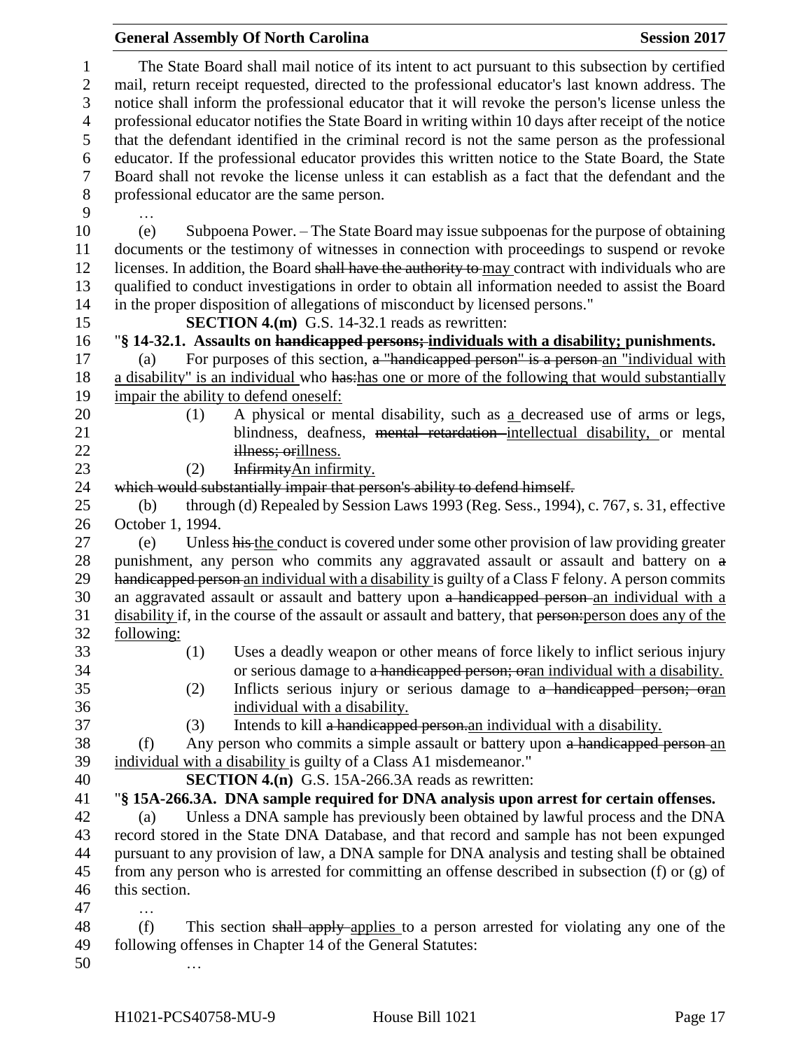The State Board shall mail notice of its intent to act pursuant to this subsection by certified mail, return receipt requested, directed to the professional educator's last known address. The notice shall inform the professional educator that it will revoke the person's license unless the professional educator notifies the State Board in writing within 10 days after receipt of the notice that the defendant identified in the criminal record is not the same person as the professional educator. If the professional educator provides this written notice to the State Board, the State Board shall not revoke the license unless it can establish as a fact that the defendant and the professional educator are the same person.

…

(e) Subpoena Power. – The State Board may issue subpoenas for the purpose of obtaining documents or the testimony of witnesses in connection with proceedings to suspend or revoke licenses. In addition, the Board ~~shall have the authority to~~ may contract with individuals who are qualified to conduct investigations in order to obtain all information needed to assist the Board in the proper disposition of allegations of misconduct by licensed persons."

**SECTION 4.(m)** G.S. 14-32.1 reads as rewritten:

"**§ 14-32.1. Assaults on ~~handicapped persons;~~ individuals with a disability; punishments.**

(a) For purposes of this section, ~~a "handicapped person" is a person~~ an "individual with a disability" is an individual who ~~has:~~has one or more of the following that would substantially impair the ability to defend oneself:

(1) A physical or mental disability, such as a decreased use of arms or legs, blindness, deafness, ~~mental retardation~~ intellectual disability, or mental ~~illness; or~~illness.

(2) ~~Infirmity~~An infirmity.

~~which would substantially impair that person's ability to defend himself.~~

(b) through (d) Repealed by Session Laws 1993 (Reg. Sess., 1994), c. 767, s. 31, effective October 1, 1994.

(e) Unless ~~his~~ the conduct is covered under some other provision of law providing greater punishment, any person who commits any aggravated assault or assault and battery on ~~a handicapped person~~ an individual with a disability is guilty of a Class F felony. A person commits an aggravated assault or assault and battery upon ~~a handicapped person~~ an individual with a disability if, in the course of the assault or assault and battery, that ~~person:~~person does any of the following:

(1) Uses a deadly weapon or other means of force likely to inflict serious injury or serious damage to ~~a handicapped person; or~~an individual with a disability.

(2) Inflicts serious injury or serious damage to ~~a handicapped person; or~~an individual with a disability.

(3) Intends to kill ~~a handicapped person.~~an individual with a disability.

(f) Any person who commits a simple assault or battery upon ~~a handicapped person~~ an individual with a disability is guilty of a Class A1 misdemeanor."

**SECTION 4.(n)** G.S. 15A-266.3A reads as rewritten:

"**§ 15A-266.3A. DNA sample required for DNA analysis upon arrest for certain offenses.**

(a) Unless a DNA sample has previously been obtained by lawful process and the DNA record stored in the State DNA Database, and that record and sample has not been expunged pursuant to any provision of law, a DNA sample for DNA analysis and testing shall be obtained from any person who is arrested for committing an offense described in subsection (f) or (g) of this section.

…

(f) This section ~~shall apply~~ applies to a person arrested for violating any one of the following offenses in Chapter 14 of the General Statutes:

…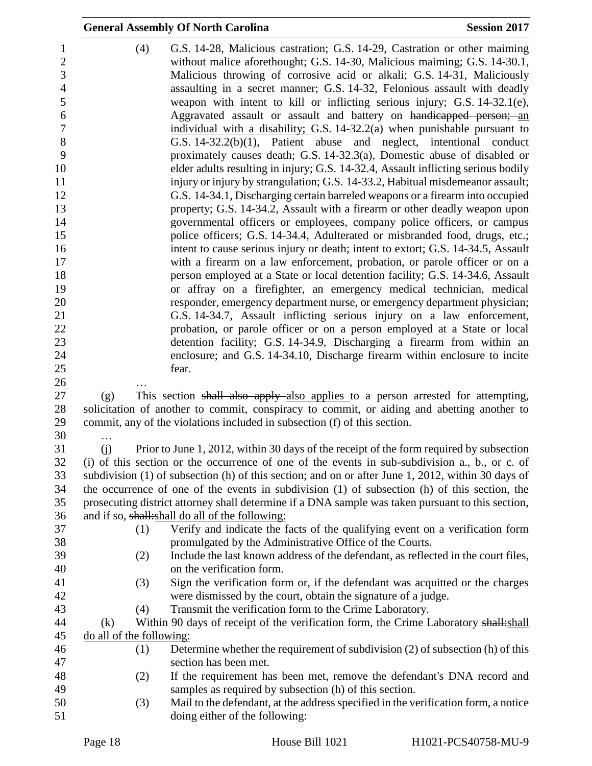(4) G.S. 14-28, Malicious castration; G.S. 14-29, Castration or other maiming without malice aforethought; G.S. 14-30, Malicious maiming; G.S. 14-30.1, Malicious throwing of corrosive acid or alkali; G.S. 14-31, Maliciously assaulting in a secret manner; G.S. 14-32, Felonious assault with deadly weapon with intent to kill or inflicting serious injury; G.S. 14-32.1(e), Aggravated assault or assault and battery on ~~handicapped person;~~ an individual with a disability; G.S. 14-32.2(a) when punishable pursuant to G.S. 14-32.2(b)(1), Patient abuse and neglect, intentional conduct proximately causes death; G.S. 14-32.3(a), Domestic abuse of disabled or elder adults resulting in injury; G.S. 14-32.4, Assault inflicting serious bodily injury or injury by strangulation; G.S. 14-33.2, Habitual misdemeanor assault; G.S. 14-34.1, Discharging certain barreled weapons or a firearm into occupied property; G.S. 14-34.2, Assault with a firearm or other deadly weapon upon governmental officers or employees, company police officers, or campus police officers; G.S. 14-34.4, Adulterated or misbranded food, drugs, etc.; intent to cause serious injury or death; intent to extort; G.S. 14-34.5, Assault with a firearm on a law enforcement, probation, or parole officer or on a person employed at a State or local detention facility; G.S. 14-34.6, Assault or affray on a firefighter, an emergency medical technician, medical responder, emergency department nurse, or emergency department physician; G.S. 14-34.7, Assault inflicting serious injury on a law enforcement, probation, or parole officer or on a person employed at a State or local detention facility; G.S. 14-34.9, Discharging a firearm from within an enclosure; and G.S. 14-34.10, Discharge firearm within enclosure to incite fear.

…

(g) This section ~~shall also apply~~ also applies to a person arrested for attempting, solicitation of another to commit, conspiracy to commit, or aiding and abetting another to commit, any of the violations included in subsection (f) of this section.

…

(j) Prior to June 1, 2012, within 30 days of the receipt of the form required by subsection (i) of this section or the occurrence of one of the events in sub-subdivision a., b., or c. of subdivision (1) of subsection (h) of this section; and on or after June 1, 2012, within 30 days of the occurrence of one of the events in subdivision (1) of subsection (h) of this section, the prosecuting district attorney shall determine if a DNA sample was taken pursuant to this section, and if so, ~~shall:~~shall do all of the following:

(1) Verify and indicate the facts of the qualifying event on a verification form promulgated by the Administrative Office of the Courts.

(2) Include the last known address of the defendant, as reflected in the court files, on the verification form.

(3) Sign the verification form or, if the defendant was acquitted or the charges were dismissed by the court, obtain the signature of a judge.

(4) Transmit the verification form to the Crime Laboratory.

(k) Within 90 days of receipt of the verification form, the Crime Laboratory ~~shall:~~shall do all of the following:

(1) Determine whether the requirement of subdivision (2) of subsection (h) of this section has been met.

(2) If the requirement has been met, remove the defendant's DNA record and samples as required by subsection (h) of this section.

(3) Mail to the defendant, at the address specified in the verification form, a notice doing either of the following: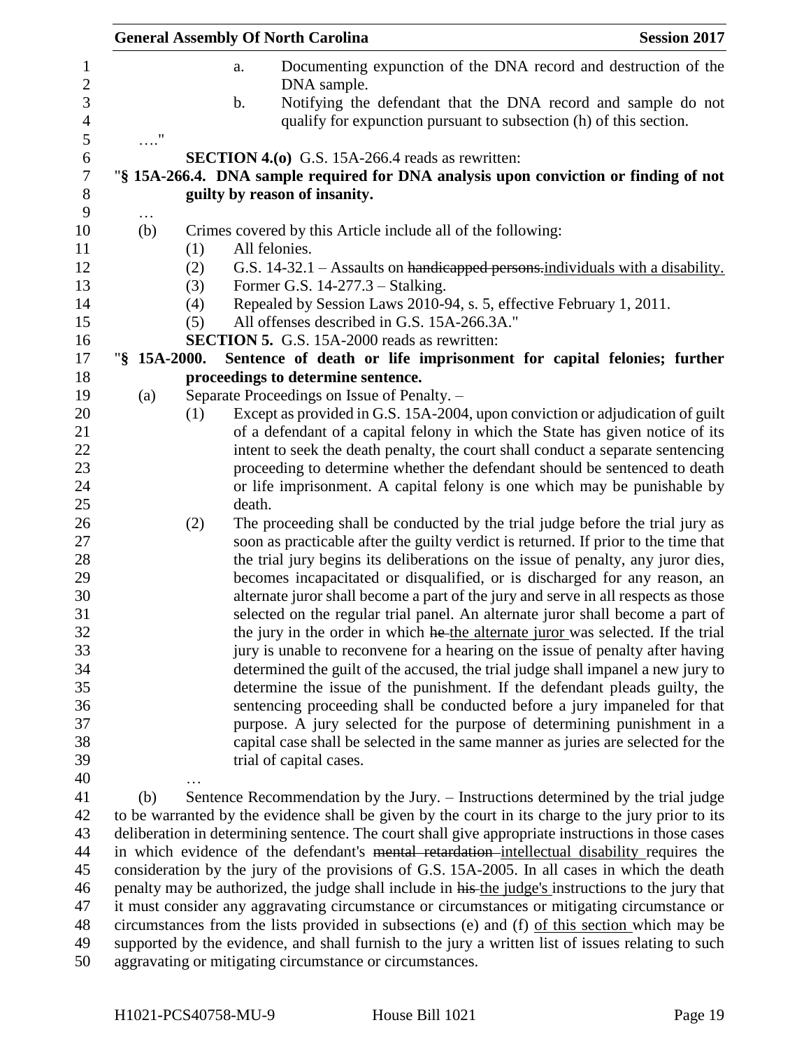a. Documenting expunction of the DNA record and destruction of the DNA sample.

b. Notifying the defendant that the DNA record and sample do not qualify for expunction pursuant to subsection (h) of this section.

…."

**SECTION 4.(o)** G.S. 15A-266.4 reads as rewritten:

"**§ 15A-266.4. DNA sample required for DNA analysis upon conviction or finding of not guilty by reason of insanity.**

…

(b) Crimes covered by this Article include all of the following:

(1) All felonies.

(2) G.S. 14-32.1 – Assaults on ~~handicapped persons.~~individuals with a disability.

(3) Former G.S. 14-277.3 – Stalking.

(4) Repealed by Session Laws 2010-94, s. 5, effective February 1, 2011.

(5) All offenses described in G.S. 15A-266.3A."

**SECTION 5.** G.S. 15A-2000 reads as rewritten:

"**§ 15A-2000. Sentence of death or life imprisonment for capital felonies; further proceedings to determine sentence.**

(a) Separate Proceedings on Issue of Penalty. –

(1) Except as provided in G.S. 15A-2004, upon conviction or adjudication of guilt of a defendant of a capital felony in which the State has given notice of its intent to seek the death penalty, the court shall conduct a separate sentencing proceeding to determine whether the defendant should be sentenced to death or life imprisonment. A capital felony is one which may be punishable by death.

(2) The proceeding shall be conducted by the trial judge before the trial jury as soon as practicable after the guilty verdict is returned. If prior to the time that the trial jury begins its deliberations on the issue of penalty, any juror dies, becomes incapacitated or disqualified, or is discharged for any reason, an alternate juror shall become a part of the jury and serve in all respects as those selected on the regular trial panel. An alternate juror shall become a part of the jury in the order in which ~~he~~ the alternate juror was selected. If the trial jury is unable to reconvene for a hearing on the issue of penalty after having determined the guilt of the accused, the trial judge shall impanel a new jury to determine the issue of the punishment. If the defendant pleads guilty, the sentencing proceeding shall be conducted before a jury impaneled for that purpose. A jury selected for the purpose of determining punishment in a capital case shall be selected in the same manner as juries are selected for the trial of capital cases.

…

(b) Sentence Recommendation by the Jury. – Instructions determined by the trial judge to be warranted by the evidence shall be given by the court in its charge to the jury prior to its deliberation in determining sentence. The court shall give appropriate instructions in those cases in which evidence of the defendant's ~~mental retardation~~ intellectual disability requires the consideration by the jury of the provisions of G.S. 15A-2005. In all cases in which the death penalty may be authorized, the judge shall include in ~~his~~ the judge's instructions to the jury that it must consider any aggravating circumstance or circumstances or mitigating circumstance or circumstances from the lists provided in subsections (e) and (f) of this section which may be supported by the evidence, and shall furnish to the jury a written list of issues relating to such aggravating or mitigating circumstance or circumstances.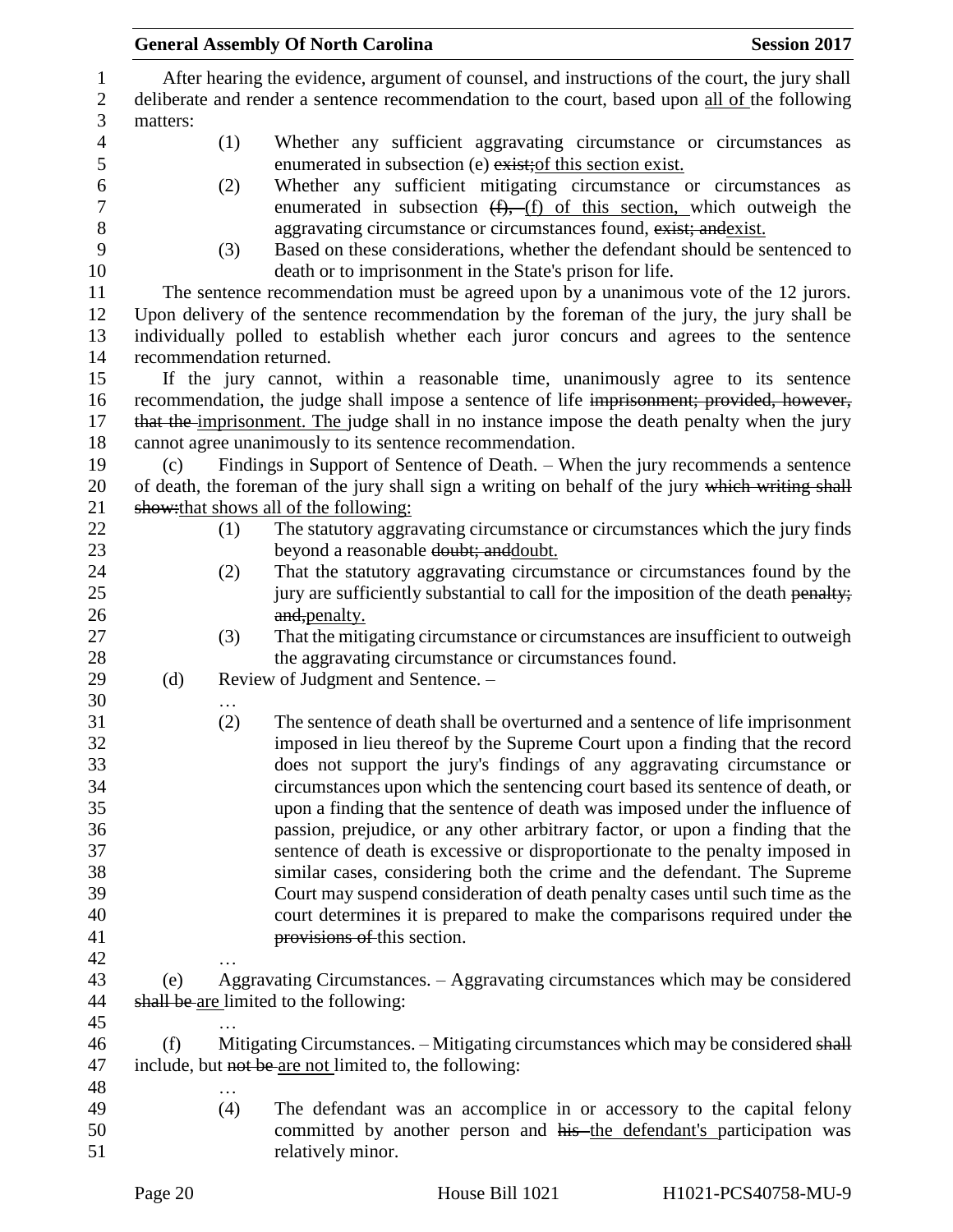After hearing the evidence, argument of counsel, and instructions of the court, the jury shall deliberate and render a sentence recommendation to the court, based upon all of the following matters:

(1) Whether any sufficient aggravating circumstance or circumstances as enumerated in subsection (e) ~~exist;~~of this section exist.

(2) Whether any sufficient mitigating circumstance or circumstances as enumerated in subsection ~~(f),~~ (f) of this section, which outweigh the aggravating circumstance or circumstances found, ~~exist; and~~exist.

(3) Based on these considerations, whether the defendant should be sentenced to death or to imprisonment in the State's prison for life.

The sentence recommendation must be agreed upon by a unanimous vote of the 12 jurors. Upon delivery of the sentence recommendation by the foreman of the jury, the jury shall be individually polled to establish whether each juror concurs and agrees to the sentence recommendation returned.

If the jury cannot, within a reasonable time, unanimously agree to its sentence recommendation, the judge shall impose a sentence of life ~~imprisonment; provided, however, that the~~ imprisonment. The judge shall in no instance impose the death penalty when the jury cannot agree unanimously to its sentence recommendation.

(c) Findings in Support of Sentence of Death. – When the jury recommends a sentence of death, the foreman of the jury shall sign a writing on behalf of the jury ~~which writing shall show:~~that shows all of the following:

(1) The statutory aggravating circumstance or circumstances which the jury finds beyond a reasonable ~~doubt; and~~doubt.

(2) That the statutory aggravating circumstance or circumstances found by the jury are sufficiently substantial to call for the imposition of the death ~~penalty; and,~~penalty.

(3) That the mitigating circumstance or circumstances are insufficient to outweigh the aggravating circumstance or circumstances found.

(d) Review of Judgment and Sentence. –

…

(2) The sentence of death shall be overturned and a sentence of life imprisonment imposed in lieu thereof by the Supreme Court upon a finding that the record does not support the jury's findings of any aggravating circumstance or circumstances upon which the sentencing court based its sentence of death, or upon a finding that the sentence of death was imposed under the influence of passion, prejudice, or any other arbitrary factor, or upon a finding that the sentence of death is excessive or disproportionate to the penalty imposed in similar cases, considering both the crime and the defendant. The Supreme Court may suspend consideration of death penalty cases until such time as the court determines it is prepared to make the comparisons required under ~~the provisions of~~ this section.

…

(e) Aggravating Circumstances. – Aggravating circumstances which may be considered ~~shall be~~ are limited to the following:

…

(f) Mitigating Circumstances. – Mitigating circumstances which may be considered ~~shall~~ include, but ~~not be~~ are not limited to, the following:

…

(4) The defendant was an accomplice in or accessory to the capital felony committed by another person and ~~his~~ the defendant's participation was relatively minor.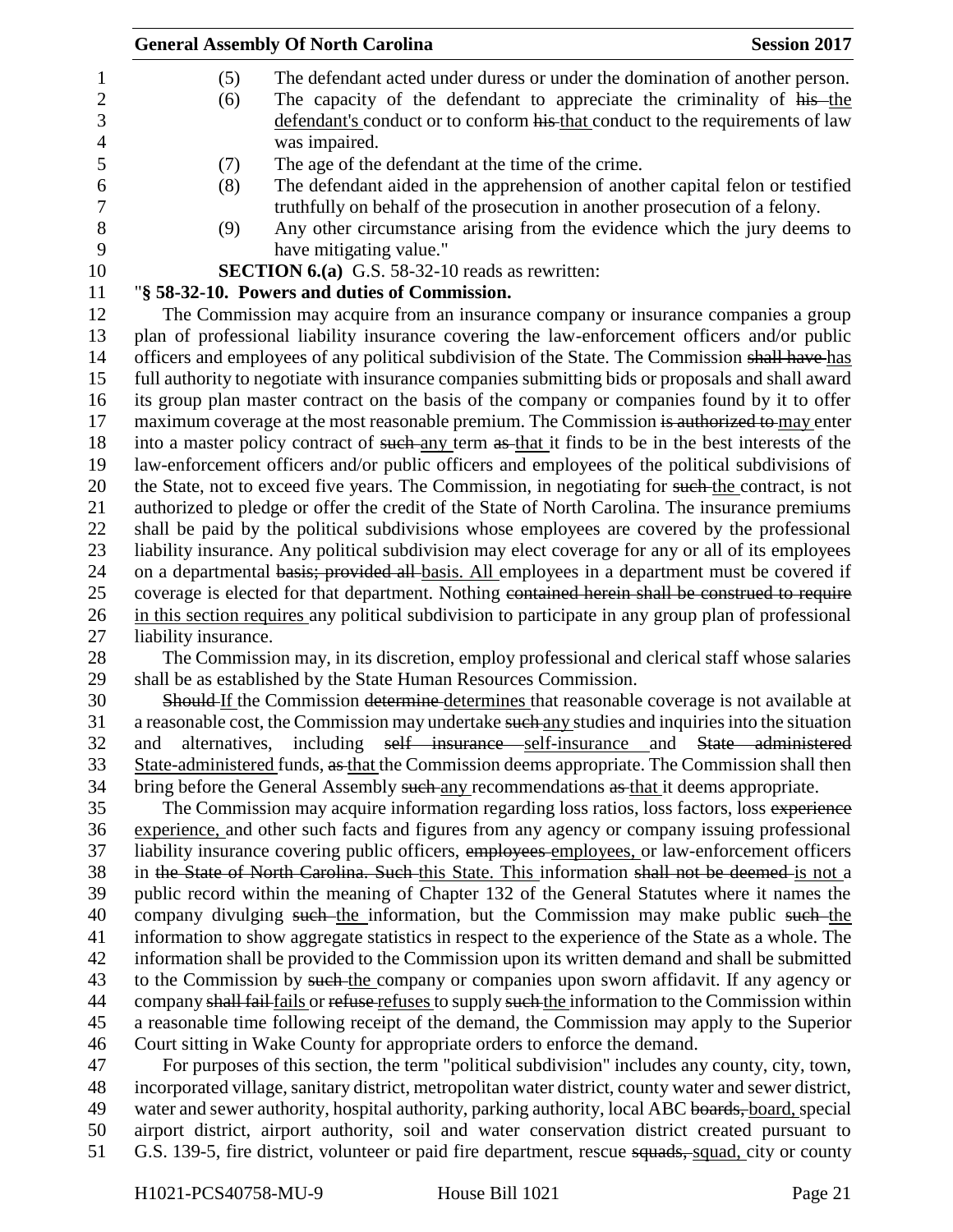(5) The defendant acted under duress or under the domination of another person.

(6) The capacity of the defendant to appreciate the criminality of ~~his~~ the defendant's conduct or to conform ~~his~~ that conduct to the requirements of law was impaired.

(7) The age of the defendant at the time of the crime.

(8) The defendant aided in the apprehension of another capital felon or testified truthfully on behalf of the prosecution in another prosecution of a felony.

(9) Any other circumstance arising from the evidence which the jury deems to have mitigating value."

**SECTION 6.(a)** G.S. 58-32-10 reads as rewritten:

"**§ 58-32-10. Powers and duties of Commission.**

The Commission may acquire from an insurance company or insurance companies a group plan of professional liability insurance covering the law-enforcement officers and/or public officers and employees of any political subdivision of the State. The Commission ~~shall have~~ has full authority to negotiate with insurance companies submitting bids or proposals and shall award its group plan master contract on the basis of the company or companies found by it to offer maximum coverage at the most reasonable premium. The Commission ~~is authorized to~~ may enter into a master policy contract of ~~such~~ any term ~~as~~ that it finds to be in the best interests of the law-enforcement officers and/or public officers and employees of the political subdivisions of the State, not to exceed five years. The Commission, in negotiating for ~~such~~ the contract, is not authorized to pledge or offer the credit of the State of North Carolina. The insurance premiums shall be paid by the political subdivisions whose employees are covered by the professional liability insurance. Any political subdivision may elect coverage for any or all of its employees on a departmental ~~basis; provided all~~ basis. All employees in a department must be covered if coverage is elected for that department. Nothing ~~contained herein shall be construed to require~~ in this section requires any political subdivision to participate in any group plan of professional liability insurance.

The Commission may, in its discretion, employ professional and clerical staff whose salaries shall be as established by the State Human Resources Commission.

~~Should~~ If the Commission ~~determine~~ determines that reasonable coverage is not available at a reasonable cost, the Commission may undertake ~~such~~ any studies and inquiries into the situation and alternatives, including ~~self insurance~~ self-insurance and ~~State administered~~ State-administered funds, ~~as~~ that the Commission deems appropriate. The Commission shall then bring before the General Assembly ~~such~~ any recommendations ~~as~~ that it deems appropriate.

The Commission may acquire information regarding loss ratios, loss factors, loss ~~experience~~ experience, and other such facts and figures from any agency or company issuing professional liability insurance covering public officers, ~~employees~~ employees, or law-enforcement officers in ~~the State of North Carolina. Such~~ this State. This information ~~shall not be deemed~~ is not a public record within the meaning of Chapter 132 of the General Statutes where it names the company divulging ~~such~~ the information, but the Commission may make public ~~such~~ the information to show aggregate statistics in respect to the experience of the State as a whole. The information shall be provided to the Commission upon its written demand and shall be submitted to the Commission by ~~such~~ the company or companies upon sworn affidavit. If any agency or company ~~shall fail~~ fails or ~~refuse~~ refuses to supply ~~such~~ the information to the Commission within a reasonable time following receipt of the demand, the Commission may apply to the Superior Court sitting in Wake County for appropriate orders to enforce the demand.

For purposes of this section, the term "political subdivision" includes any county, city, town, incorporated village, sanitary district, metropolitan water district, county water and sewer district, water and sewer authority, hospital authority, parking authority, local ABC ~~boards,~~ board, special airport district, airport authority, soil and water conservation district created pursuant to G.S. 139-5, fire district, volunteer or paid fire department, rescue ~~squads,~~ squad, city or county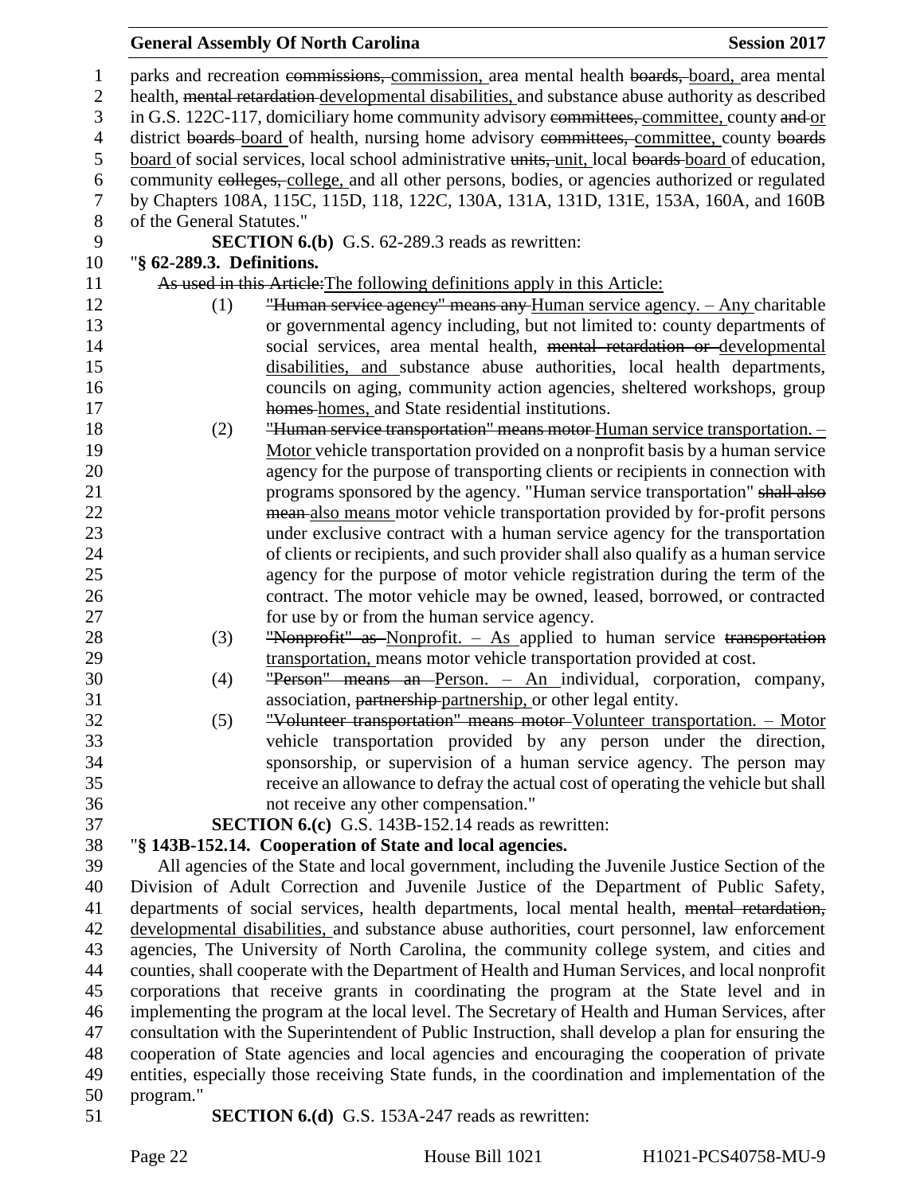parks and recreation ~~commissions,~~ commission, area mental health ~~boards,~~ board, area mental health, ~~mental retardation~~ developmental disabilities, and substance abuse authority as described in G.S. 122C-117, domiciliary home community advisory ~~committees,~~ committee, county ~~and~~ or district ~~boards~~ board of health, nursing home advisory ~~committees,~~ committee, county ~~boards~~ board of social services, local school administrative ~~units,~~ unit, local ~~boards~~ board of education, community ~~colleges,~~ college, and all other persons, bodies, or agencies authorized or regulated by Chapters 108A, 115C, 115D, 118, 122C, 130A, 131A, 131D, 131E, 153A, 160A, and 160B of the General Statutes."

**SECTION 6.(b)** G.S. 62-289.3 reads as rewritten:

"**§ 62-289.3. Definitions.**

~~As used in this Article:~~The following definitions apply in this Article:

(1) ~~"Human service agency" means any~~ Human service agency. – Any charitable or governmental agency including, but not limited to: county departments of social services, area mental health, ~~mental retardation or~~ developmental disabilities, and substance abuse authorities, local health departments, councils on aging, community action agencies, sheltered workshops, group ~~homes~~ homes, and State residential institutions.

(2) ~~"Human service transportation" means motor~~ Human service transportation. – Motor vehicle transportation provided on a nonprofit basis by a human service agency for the purpose of transporting clients or recipients in connection with programs sponsored by the agency. "Human service transportation" ~~shall also mean~~ also means motor vehicle transportation provided by for-profit persons under exclusive contract with a human service agency for the transportation of clients or recipients, and such provider shall also qualify as a human service agency for the purpose of motor vehicle registration during the term of the contract. The motor vehicle may be owned, leased, borrowed, or contracted for use by or from the human service agency.

(3) ~~"Nonprofit" as~~ Nonprofit. – As applied to human service ~~transportation~~ transportation, means motor vehicle transportation provided at cost.

(4) ~~"Person" means an~~ Person. – An individual, corporation, company, association, ~~partnership~~ partnership, or other legal entity.

(5) ~~"Volunteer transportation" means motor~~ Volunteer transportation. – Motor vehicle transportation provided by any person under the direction, sponsorship, or supervision of a human service agency. The person may receive an allowance to defray the actual cost of operating the vehicle but shall not receive any other compensation."

**SECTION 6.(c)** G.S. 143B-152.14 reads as rewritten:

"**§ 143B-152.14. Cooperation of State and local agencies.**

All agencies of the State and local government, including the Juvenile Justice Section of the Division of Adult Correction and Juvenile Justice of the Department of Public Safety, departments of social services, health departments, local mental health, ~~mental retardation,~~ developmental disabilities, and substance abuse authorities, court personnel, law enforcement agencies, The University of North Carolina, the community college system, and cities and counties, shall cooperate with the Department of Health and Human Services, and local nonprofit corporations that receive grants in coordinating the program at the State level and in implementing the program at the local level. The Secretary of Health and Human Services, after consultation with the Superintendent of Public Instruction, shall develop a plan for ensuring the cooperation of State agencies and local agencies and encouraging the cooperation of private entities, especially those receiving State funds, in the coordination and implementation of the program."

**SECTION 6.(d)** G.S. 153A-247 reads as rewritten: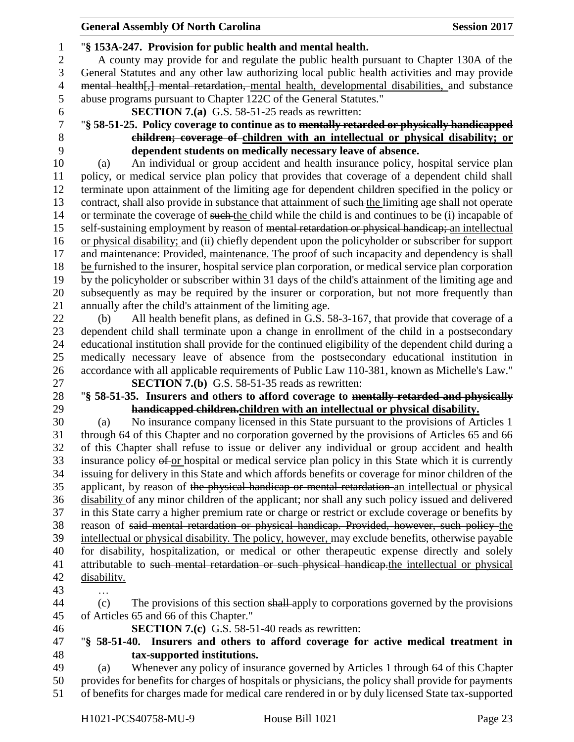"**§ 153A-247. Provision for public health and mental health.**

A county may provide for and regulate the public health pursuant to Chapter 130A of the General Statutes and any other law authorizing local public health activities and may provide ~~mental health[,] mental retardation,~~ mental health, developmental disabilities, and substance abuse programs pursuant to Chapter 122C of the General Statutes."

**SECTION 7.(a)** G.S. 58-51-25 reads as rewritten:

"**§ 58-51-25. Policy coverage to continue as to ~~mentally retarded or physically handicapped children; coverage of~~ children with an intellectual or physical disability; or dependent students on medically necessary leave of absence.**

(a) An individual or group accident and health insurance policy, hospital service plan policy, or medical service plan policy that provides that coverage of a dependent child shall terminate upon attainment of the limiting age for dependent children specified in the policy or contract, shall also provide in substance that attainment of ~~such~~ the limiting age shall not operate or terminate the coverage of ~~such~~ the child while the child is and continues to be (i) incapable of self-sustaining employment by reason of ~~mental retardation or physical handicap;~~ an intellectual or physical disability; and (ii) chiefly dependent upon the policyholder or subscriber for support and ~~maintenance: Provided,~~ maintenance. The proof of such incapacity and dependency ~~is~~ shall be furnished to the insurer, hospital service plan corporation, or medical service plan corporation by the policyholder or subscriber within 31 days of the child's attainment of the limiting age and subsequently as may be required by the insurer or corporation, but not more frequently than annually after the child's attainment of the limiting age.

(b) All health benefit plans, as defined in G.S. 58-3-167, that provide that coverage of a dependent child shall terminate upon a change in enrollment of the child in a postsecondary educational institution shall provide for the continued eligibility of the dependent child during a medically necessary leave of absence from the postsecondary educational institution in accordance with all applicable requirements of Public Law 110-381, known as Michelle's Law."

**SECTION 7.(b)** G.S. 58-51-35 reads as rewritten:

"**§ 58-51-35. Insurers and others to afford coverage to ~~mentally retarded and physically handicapped children.~~ children with an intellectual or physical disability.**

(a) No insurance company licensed in this State pursuant to the provisions of Articles 1 through 64 of this Chapter and no corporation governed by the provisions of Articles 65 and 66 of this Chapter shall refuse to issue or deliver any individual or group accident and health insurance policy ~~of~~ or hospital or medical service plan policy in this State which it is currently issuing for delivery in this State and which affords benefits or coverage for minor children of the applicant, by reason of ~~the physical handicap or mental retardation~~ an intellectual or physical disability of any minor children of the applicant; nor shall any such policy issued and delivered in this State carry a higher premium rate or charge or restrict or exclude coverage or benefits by reason of ~~said mental retardation or physical handicap. Provided, however, such policy~~ the intellectual or physical disability. The policy, however, may exclude benefits, otherwise payable for disability, hospitalization, or medical or other therapeutic expense directly and solely attributable to ~~such mental retardation or such physical handicap.~~ the intellectual or physical disability.

…

(c) The provisions of this section ~~shall~~ apply to corporations governed by the provisions of Articles 65 and 66 of this Chapter."

**SECTION 7.(c)** G.S. 58-51-40 reads as rewritten:

"**§ 58-51-40. Insurers and others to afford coverage for active medical treatment in tax-supported institutions.**

(a) Whenever any policy of insurance governed by Articles 1 through 64 of this Chapter provides for benefits for charges of hospitals or physicians, the policy shall provide for payments of benefits for charges made for medical care rendered in or by duly licensed State tax-supported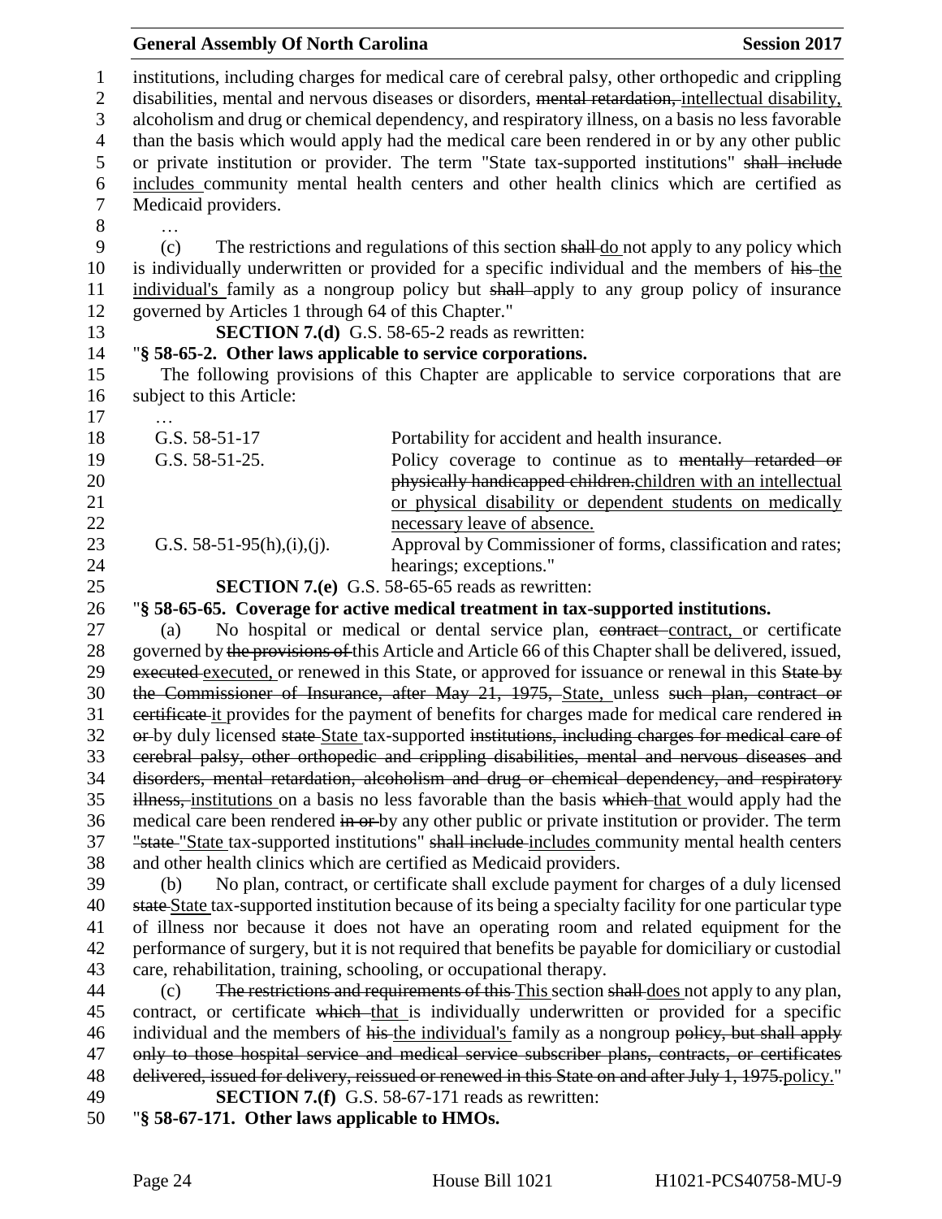institutions, including charges for medical care of cerebral palsy, other orthopedic and crippling disabilities, mental and nervous diseases or disorders, ~~mental retardation,~~ intellectual disability, alcoholism and drug or chemical dependency, and respiratory illness, on a basis no less favorable than the basis which would apply had the medical care been rendered in or by any other public or private institution or provider. The term "State tax-supported institutions" ~~shall include~~ includes community mental health centers and other health clinics which are certified as Medicaid providers.

…

(c) The restrictions and regulations of this section ~~shall~~ do not apply to any policy which is individually underwritten or provided for a specific individual and the members of ~~his~~ the individual's family as a nongroup policy but ~~shall~~ apply to any group policy of insurance governed by Articles 1 through 64 of this Chapter."

**SECTION 7.(d)** G.S. 58-65-2 reads as rewritten:

"**§ 58-65-2. Other laws applicable to service corporations.**

The following provisions of this Chapter are applicable to service corporations that are subject to this Article:

…

| | |
|---|---|
| G.S. 58-51-17 | Portability for accident and health insurance. |
| G.S. 58-51-25. | Policy coverage to continue as to ~~mentally retarded or physically handicapped children.~~ children with an intellectual or physical disability or dependent students on medically necessary leave of absence. |
| G.S. 58-51-95(h),(i),(j). | Approval by Commissioner of forms, classification and rates; hearings; exceptions." |

**SECTION 7.(e)** G.S. 58-65-65 reads as rewritten:

"**§ 58-65-65. Coverage for active medical treatment in tax-supported institutions.**

(a) No hospital or medical or dental service plan, ~~contract~~ contract, or certificate governed by ~~the provisions of~~ this Article and Article 66 of this Chapter shall be delivered, issued, ~~executed~~ executed, or renewed in this State, or approved for issuance or renewal in this ~~State by the Commissioner of Insurance, after May 21, 1975,~~ State, unless ~~such plan, contract or certificate~~ it provides for the payment of benefits for charges made for medical care rendered ~~in or~~ by duly licensed ~~state~~ State tax-supported ~~institutions, including charges for medical care of cerebral palsy, other orthopedic and crippling disabilities, mental and nervous diseases and disorders, mental retardation, alcoholism and drug or chemical dependency, and respiratory illness,~~ institutions on a basis no less favorable than the basis ~~which~~ that would apply had the medical care been rendered ~~in or~~ by any other public or private institution or provider. The term ~~"state~~ "State tax-supported institutions" ~~shall include~~ includes community mental health centers and other health clinics which are certified as Medicaid providers.

(b) No plan, contract, or certificate shall exclude payment for charges of a duly licensed ~~state~~ State tax-supported institution because of its being a specialty facility for one particular type of illness nor because it does not have an operating room and related equipment for the performance of surgery, but it is not required that benefits be payable for domiciliary or custodial care, rehabilitation, training, schooling, or occupational therapy.

(c) ~~The restrictions and requirements of this~~ This section ~~shall~~ does not apply to any plan, contract, or certificate ~~which~~ that is individually underwritten or provided for a specific individual and the members of ~~his~~ the individual's family as a nongroup ~~policy, but shall apply only to those hospital service and medical service subscriber plans, contracts, or certificates delivered, issued for delivery, reissued or renewed in this State on and after July 1, 1975.~~ policy."

**SECTION 7.(f)** G.S. 58-67-171 reads as rewritten:

"**§ 58-67-171. Other laws applicable to HMOs.**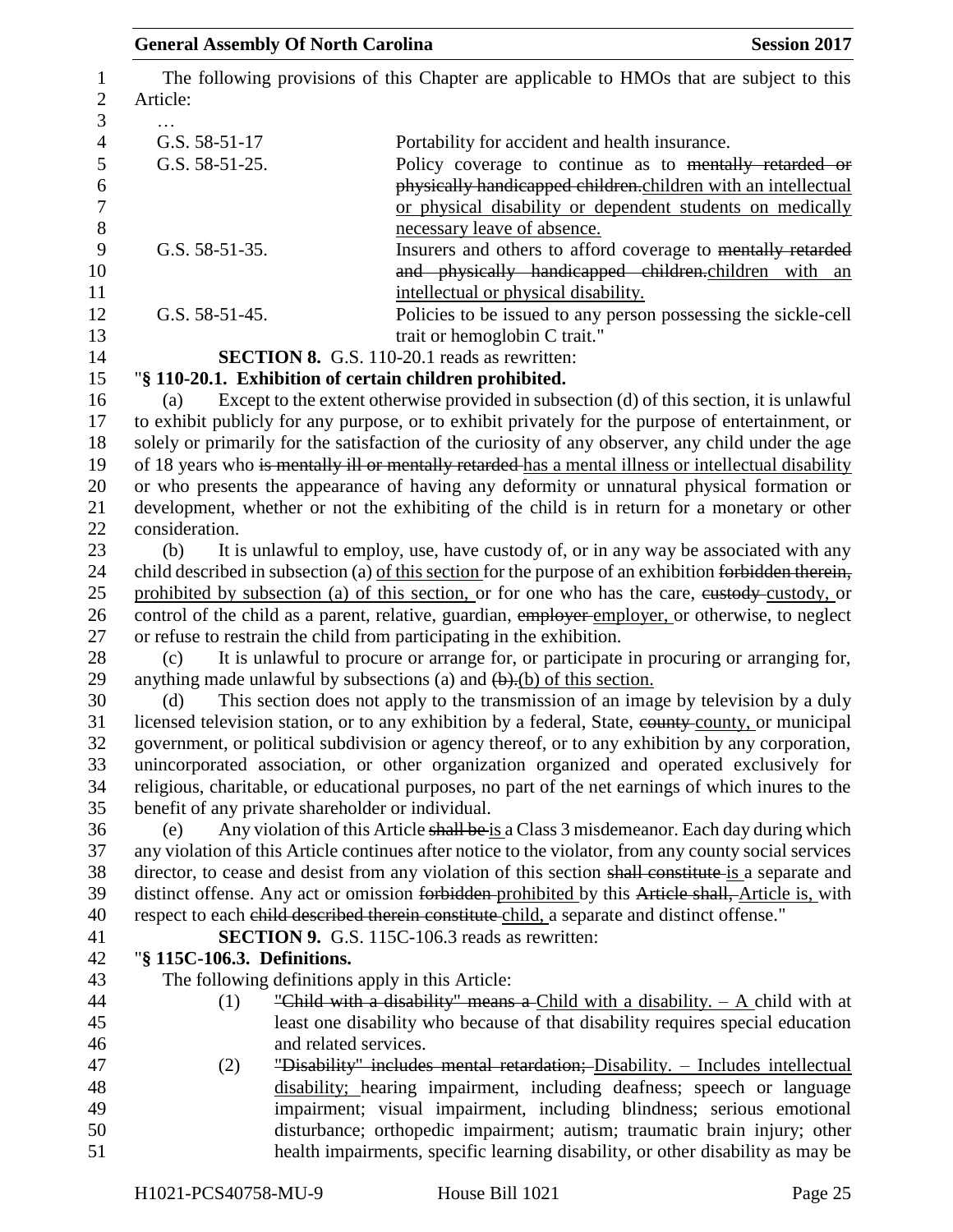The following provisions of this Chapter are applicable to HMOs that are subject to this Article:

…

| | |
|---|---|
| G.S. 58-51-17 | Portability for accident and health insurance. |
| G.S. 58-51-25. | Policy coverage to continue as to ~~mentally retarded or physically handicapped children.~~ <u>children with an intellectual or physical disability or dependent students on medically necessary leave of absence.</u> |
| G.S. 58-51-35. | Insurers and others to afford coverage to ~~mentally retarded and physically handicapped children.~~ <u>children with an intellectual or physical disability.</u> |
| G.S. 58-51-45. | Policies to be issued to any person possessing the sickle-cell trait or hemoglobin C trait." |

**SECTION 8.** G.S. 110-20.1 reads as rewritten:

"**§ 110-20.1. Exhibition of certain children prohibited.**

(a) Except to the extent otherwise provided in subsection (d) of this section, it is unlawful to exhibit publicly for any purpose, or to exhibit privately for the purpose of entertainment, or solely or primarily for the satisfaction of the curiosity of any observer, any child under the age of 18 years who ~~is mentally ill or mentally retarded~~ <u>has a mental illness or intellectual disability</u> or who presents the appearance of having any deformity or unnatural physical formation or development, whether or not the exhibiting of the child is in return for a monetary or other consideration.

(b) It is unlawful to employ, use, have custody of, or in any way be associated with any child described in subsection (a) <u>of this section</u> for the purpose of an exhibition ~~forbidden therein,~~ <u>prohibited by subsection (a) of this section,</u> or for one who has the care, ~~custody~~ <u>custody,</u> or control of the child as a parent, relative, guardian, ~~employer~~ <u>employer,</u> or otherwise, to neglect or refuse to restrain the child from participating in the exhibition.

(c) It is unlawful to procure or arrange for, or participate in procuring or arranging for, anything made unlawful by subsections (a) and ~~(b).~~<u>(b) of this section.</u>

(d) This section does not apply to the transmission of an image by television by a duly licensed television station, or to any exhibition by a federal, State, ~~county~~ <u>county,</u> or municipal government, or political subdivision or agency thereof, or to any exhibition by any corporation, unincorporated association, or other organization organized and operated exclusively for religious, charitable, or educational purposes, no part of the net earnings of which inures to the benefit of any private shareholder or individual.

(e) Any violation of this Article ~~shall be~~ <u>is</u> a Class 3 misdemeanor. Each day during which any violation of this Article continues after notice to the violator, from any county social services director, to cease and desist from any violation of this section ~~shall constitute~~ <u>is</u> a separate and distinct offense. Any act or omission ~~forbidden~~ <u>prohibited</u> by this ~~Article shall,~~ <u>Article is,</u> with respect to each ~~child described therein constitute~~ <u>child,</u> a separate and distinct offense."

**SECTION 9.** G.S. 115C-106.3 reads as rewritten:

"**§ 115C-106.3. Definitions.**

The following definitions apply in this Article:

(1) ~~"Child with a disability" means a~~ <u>Child with a disability. – A</u> child with at least one disability who because of that disability requires special education and related services.

(2) ~~"Disability" includes mental retardation;~~ <u>Disability. – Includes intellectual disability;</u> hearing impairment, including deafness; speech or language impairment; visual impairment, including blindness; serious emotional disturbance; orthopedic impairment; autism; traumatic brain injury; other health impairments, specific learning disability, or other disability as may be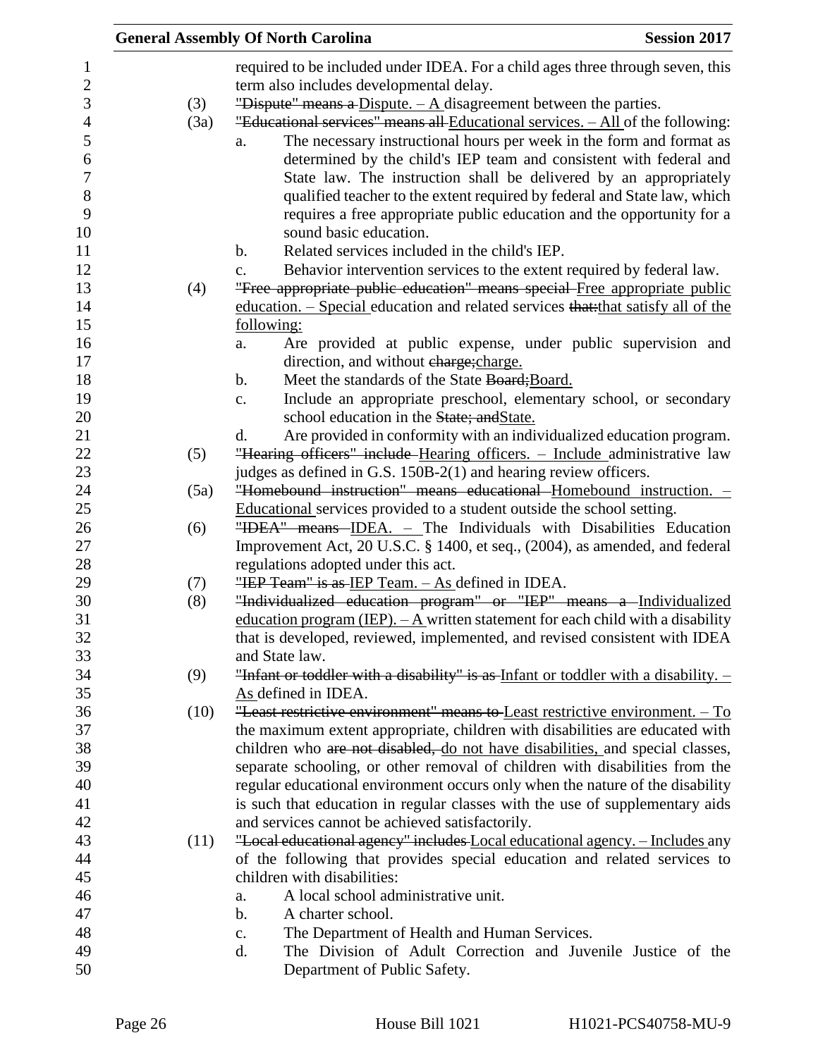required to be included under IDEA. For a child ages three through seven, this term also includes developmental delay.

(3) ~~"Dispute" means a~~ Dispute. – A disagreement between the parties.

(3a) ~~"Educational services" means all~~ Educational services. – All of the following:

a. The necessary instructional hours per week in the form and format as determined by the child's IEP team and consistent with federal and State law. The instruction shall be delivered by an appropriately qualified teacher to the extent required by federal and State law, which requires a free appropriate public education and the opportunity for a sound basic education.

b. Related services included in the child's IEP.

c. Behavior intervention services to the extent required by federal law.

(4) ~~"Free appropriate public education" means special~~ Free appropriate public education. – Special education and related services ~~that:~~that satisfy all of the following:

a. Are provided at public expense, under public supervision and direction, and without ~~charge;~~charge.

b. Meet the standards of the State ~~Board;~~Board.

c. Include an appropriate preschool, elementary school, or secondary school education in the ~~State; and~~State.

d. Are provided in conformity with an individualized education program.

(5) ~~"Hearing officers" include~~ Hearing officers. – Include administrative law judges as defined in G.S. 150B-2(1) and hearing review officers.

(5a) ~~"Homebound instruction" means educational~~ Homebound instruction. – Educational services provided to a student outside the school setting.

(6) ~~"IDEA" means~~ IDEA. – The Individuals with Disabilities Education Improvement Act, 20 U.S.C. § 1400, et seq., (2004), as amended, and federal regulations adopted under this act.

(7) ~~"IEP Team" is as~~ IEP Team. – As defined in IDEA.

(8) ~~"Individualized education program" or "IEP" means a~~ Individualized education program (IEP). – A written statement for each child with a disability that is developed, reviewed, implemented, and revised consistent with IDEA and State law.

(9) ~~"Infant or toddler with a disability" is as~~ Infant or toddler with a disability. – As defined in IDEA.

(10) ~~"Least restrictive environment" means to~~ Least restrictive environment. – To the maximum extent appropriate, children with disabilities are educated with children who ~~are not disabled,~~ do not have disabilities, and special classes, separate schooling, or other removal of children with disabilities from the regular educational environment occurs only when the nature of the disability is such that education in regular classes with the use of supplementary aids and services cannot be achieved satisfactorily.

(11) ~~"Local educational agency" includes~~ Local educational agency. – Includes any of the following that provides special education and related services to children with disabilities:

a. A local school administrative unit.

b. A charter school.

c. The Department of Health and Human Services.

d. The Division of Adult Correction and Juvenile Justice of the Department of Public Safety.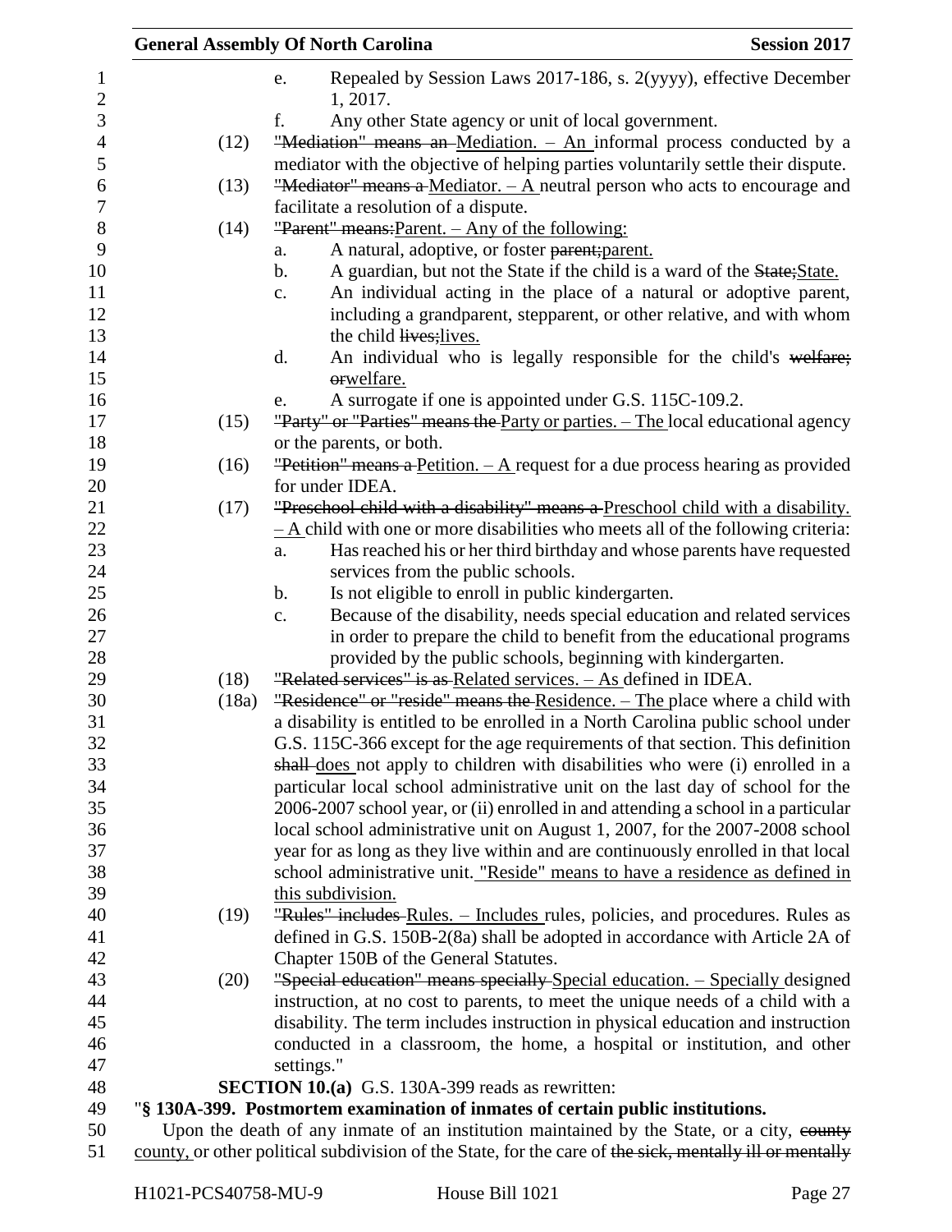e. Repealed by Session Laws 2017-186, s. 2(yyyy), effective December 1, 2017.

f. Any other State agency or unit of local government.

(12) "Mediation" means an Mediation. – An informal process conducted by a mediator with the objective of helping parties voluntarily settle their dispute.

(13) "Mediator" means a Mediator. – A neutral person who acts to encourage and facilitate a resolution of a dispute.

(14) "Parent" means:Parent. – Any of the following:

a. A natural, adoptive, or foster parent;parent.

b. A guardian, but not the State if the child is a ward of the State;State.

c. An individual acting in the place of a natural or adoptive parent, including a grandparent, stepparent, or other relative, and with whom the child lives;lives.

d. An individual who is legally responsible for the child's welfare; orwelfare.

e. A surrogate if one is appointed under G.S. 115C-109.2.

(15) "Party" or "Parties" means the Party or parties. – The local educational agency or the parents, or both.

(16) "Petition" means a Petition. – A request for a due process hearing as provided for under IDEA.

(17) "Preschool child with a disability" means a Preschool child with a disability. – A child with one or more disabilities who meets all of the following criteria:

a. Has reached his or her third birthday and whose parents have requested services from the public schools.

b. Is not eligible to enroll in public kindergarten.

c. Because of the disability, needs special education and related services in order to prepare the child to benefit from the educational programs provided by the public schools, beginning with kindergarten.

(18) "Related services" is as Related services. – As defined in IDEA.

(18a) "Residence" or "reside" means the Residence. – The place where a child with a disability is entitled to be enrolled in a North Carolina public school under G.S. 115C-366 except for the age requirements of that section. This definition shall does not apply to children with disabilities who were (i) enrolled in a particular local school administrative unit on the last day of school for the 2006-2007 school year, or (ii) enrolled in and attending a school in a particular local school administrative unit on August 1, 2007, for the 2007-2008 school year for as long as they live within and are continuously enrolled in that local school administrative unit. "Reside" means to have a residence as defined in this subdivision.

(19) "Rules" includes Rules. – Includes rules, policies, and procedures. Rules as defined in G.S. 150B-2(8a) shall be adopted in accordance with Article 2A of Chapter 150B of the General Statutes.

(20) "Special education" means specially Special education. – Specially designed instruction, at no cost to parents, to meet the unique needs of a child with a disability. The term includes instruction in physical education and instruction conducted in a classroom, the home, a hospital or institution, and other settings."

**SECTION 10.(a)** G.S. 130A-399 reads as rewritten:

"**§ 130A-399. Postmortem examination of inmates of certain public institutions.**

Upon the death of any inmate of an institution maintained by the State, or a city, county county, or other political subdivision of the State, for the care of the sick, mentally ill or mentally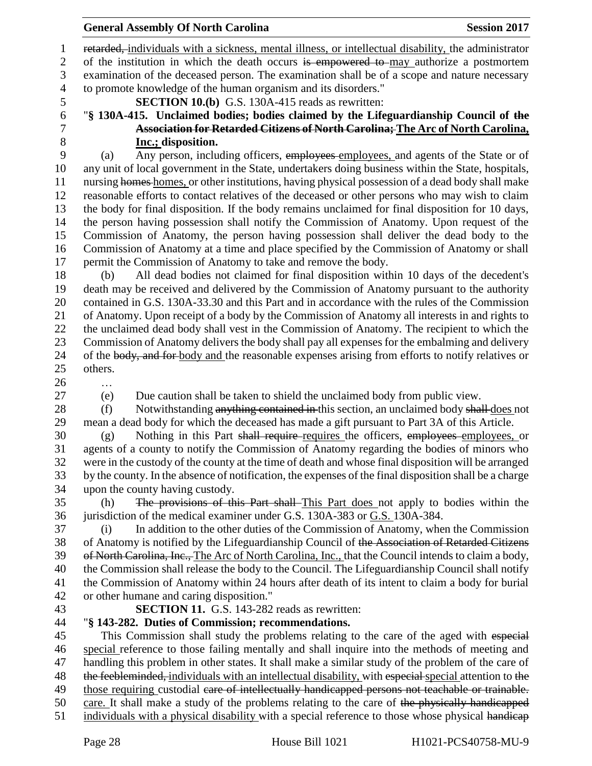retarded, individuals with a sickness, mental illness, or intellectual disability, the administrator of the institution in which the death occurs is empowered to may authorize a postmortem examination of the deceased person. The examination shall be of a scope and nature necessary to promote knowledge of the human organism and its disorders."

**SECTION 10.(b)** G.S. 130A-415 reads as rewritten:

"**§ 130A-415. Unclaimed bodies; bodies claimed by the Lifeguardianship Council of the Association for Retarded Citizens of North Carolina; The Arc of North Carolina, Inc.; disposition.**

(a) Any person, including officers, employees employees, and agents of the State or of any unit of local government in the State, undertakers doing business within the State, hospitals, nursing homes homes, or other institutions, having physical possession of a dead body shall make reasonable efforts to contact relatives of the deceased or other persons who may wish to claim the body for final disposition. If the body remains unclaimed for final disposition for 10 days, the person having possession shall notify the Commission of Anatomy. Upon request of the Commission of Anatomy, the person having possession shall deliver the dead body to the Commission of Anatomy at a time and place specified by the Commission of Anatomy or shall permit the Commission of Anatomy to take and remove the body.

(b) All dead bodies not claimed for final disposition within 10 days of the decedent's death may be received and delivered by the Commission of Anatomy pursuant to the authority contained in G.S. 130A-33.30 and this Part and in accordance with the rules of the Commission of Anatomy. Upon receipt of a body by the Commission of Anatomy all interests in and rights to the unclaimed dead body shall vest in the Commission of Anatomy. The recipient to which the Commission of Anatomy delivers the body shall pay all expenses for the embalming and delivery of the body, and for body and the reasonable expenses arising from efforts to notify relatives or others.

…

(e) Due caution shall be taken to shield the unclaimed body from public view.

(f) Notwithstanding anything contained in this section, an unclaimed body shall does not mean a dead body for which the deceased has made a gift pursuant to Part 3A of this Article.

(g) Nothing in this Part shall require requires the officers, employees employees, or agents of a county to notify the Commission of Anatomy regarding the bodies of minors who were in the custody of the county at the time of death and whose final disposition will be arranged by the county. In the absence of notification, the expenses of the final disposition shall be a charge upon the county having custody.

(h) The provisions of this Part shall This Part does not apply to bodies within the jurisdiction of the medical examiner under G.S. 130A-383 or G.S. 130A-384.

(i) In addition to the other duties of the Commission of Anatomy, when the Commission of Anatomy is notified by the Lifeguardianship Council of the Association of Retarded Citizens of North Carolina, Inc., The Arc of North Carolina, Inc., that the Council intends to claim a body, the Commission shall release the body to the Council. The Lifeguardianship Council shall notify the Commission of Anatomy within 24 hours after death of its intent to claim a body for burial or other humane and caring disposition."

**SECTION 11.** G.S. 143-282 reads as rewritten:

"**§ 143-282. Duties of Commission; recommendations.**

This Commission shall study the problems relating to the care of the aged with especial special reference to those failing mentally and shall inquire into the methods of meeting and handling this problem in other states. It shall make a similar study of the problem of the care of the feebleminded, individuals with an intellectual disability, with especial special attention to the those requiring custodial care of intellectually handicapped persons not teachable or trainable. care. It shall make a study of the problems relating to the care of the physically handicapped individuals with a physical disability with a special reference to those whose physical handicap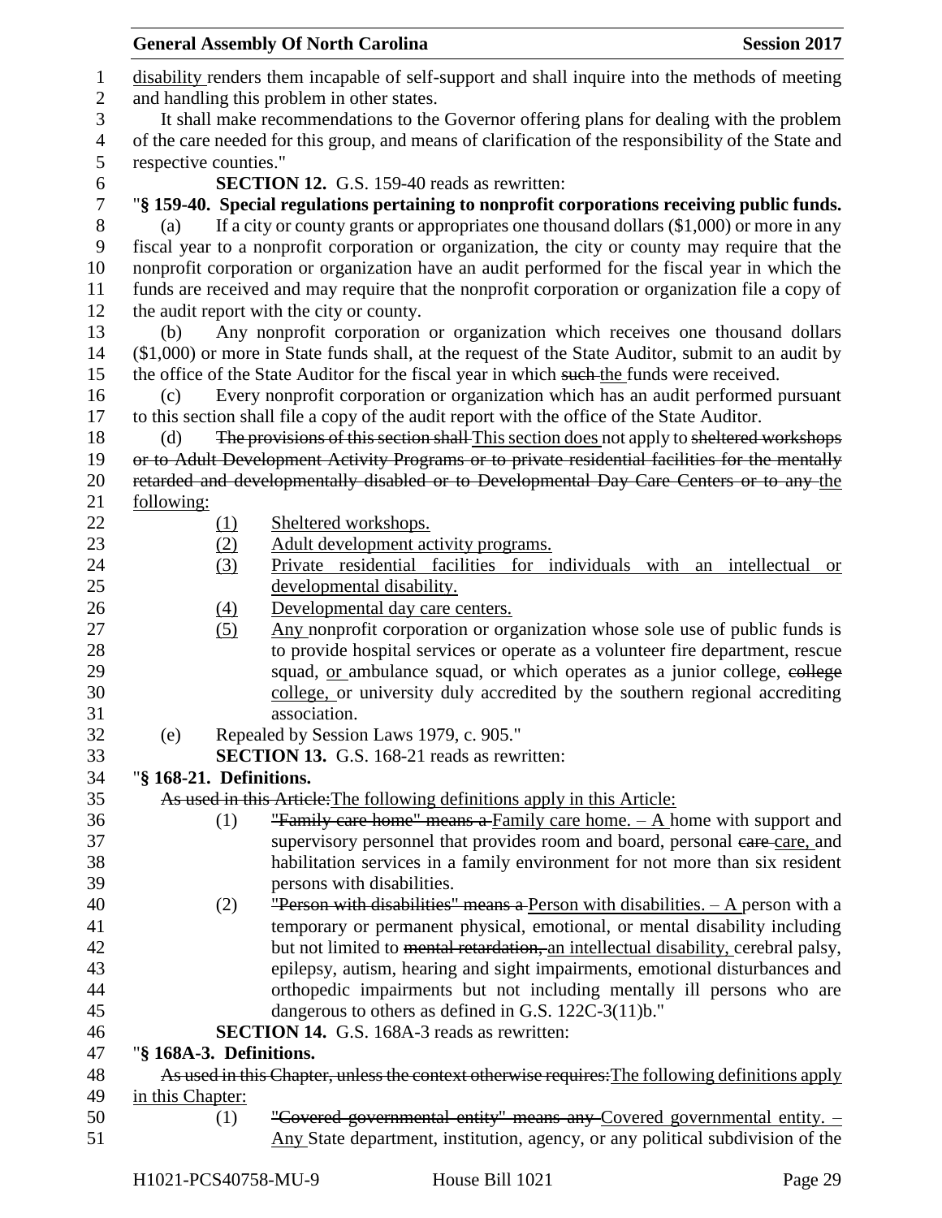disability renders them incapable of self-support and shall inquire into the methods of meeting and handling this problem in other states.

It shall make recommendations to the Governor offering plans for dealing with the problem of the care needed for this group, and means of clarification of the responsibility of the State and respective counties."

**SECTION 12.** G.S. 159-40 reads as rewritten:

"**§ 159-40. Special regulations pertaining to nonprofit corporations receiving public funds.**

(a) If a city or county grants or appropriates one thousand dollars ($1,000) or more in any fiscal year to a nonprofit corporation or organization, the city or county may require that the nonprofit corporation or organization have an audit performed for the fiscal year in which the funds are received and may require that the nonprofit corporation or organization file a copy of the audit report with the city or county.

(b) Any nonprofit corporation or organization which receives one thousand dollars ($1,000) or more in State funds shall, at the request of the State Auditor, submit to an audit by the office of the State Auditor for the fiscal year in which ~~such~~ the funds were received.

(c) Every nonprofit corporation or organization which has an audit performed pursuant to this section shall file a copy of the audit report with the office of the State Auditor.

(d) ~~The provisions of this section shall~~ This section does not apply to ~~sheltered workshops or to Adult Development Activity Programs or to private residential facilities for the mentally retarded and developmentally disabled or to Developmental Day Care Centers or to any~~ the following:

(1) Sheltered workshops.
(2) Adult development activity programs.
(3) Private residential facilities for individuals with an intellectual or developmental disability.
(4) Developmental day care centers.
(5) Any nonprofit corporation or organization whose sole use of public funds is to provide hospital services or operate as a volunteer fire department, rescue squad, or ambulance squad, or which operates as a junior college, ~~college~~ college, or university duly accredited by the southern regional accrediting association.

(e) Repealed by Session Laws 1979, c. 905."

**SECTION 13.** G.S. 168-21 reads as rewritten:

"**§ 168-21. Definitions.**

~~As used in this Article:~~The following definitions apply in this Article:

(1) ~~"Family care home" means a~~ Family care home. – A home with support and supervisory personnel that provides room and board, personal ~~care~~ care, and habilitation services in a family environment for not more than six resident persons with disabilities.

(2) ~~"Person with disabilities" means a~~ Person with disabilities. – A person with a temporary or permanent physical, emotional, or mental disability including but not limited to ~~mental retardation,~~ an intellectual disability, cerebral palsy, epilepsy, autism, hearing and sight impairments, emotional disturbances and orthopedic impairments but not including mentally ill persons who are dangerous to others as defined in G.S. 122C-3(11)b."

**SECTION 14.** G.S. 168A-3 reads as rewritten:

"**§ 168A-3. Definitions.**

~~As used in this Chapter, unless the context otherwise requires:~~The following definitions apply in this Chapter:

(1) ~~"Covered governmental entity" means any~~ Covered governmental entity. – Any State department, institution, agency, or any political subdivision of the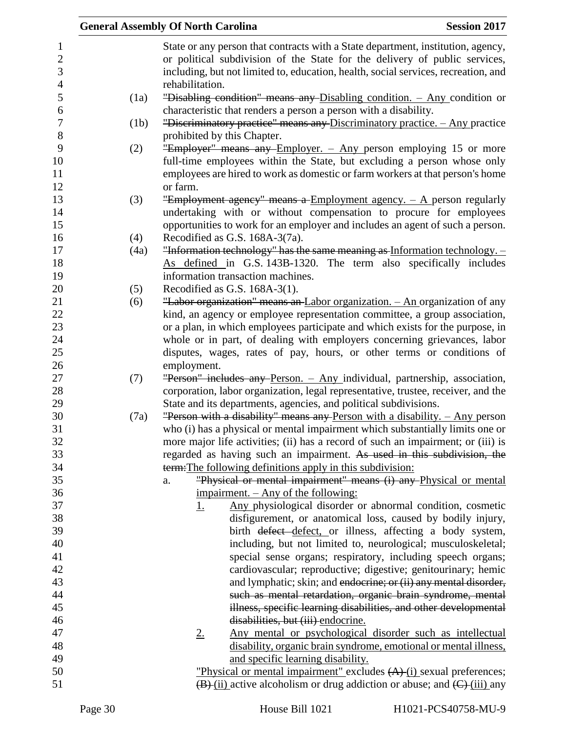State or any person that contracts with a State department, institution, agency, or political subdivision of the State for the delivery of public services, including, but not limited to, education, health, social services, recreation, and rehabilitation.

(1a) ~~"Disabling condition" means any~~ Disabling condition. – Any condition or characteristic that renders a person a person with a disability.

(1b) ~~"Discriminatory practice" means any~~ Discriminatory practice. – Any practice prohibited by this Chapter.

(2) ~~"Employer" means any~~ Employer. – Any person employing 15 or more full-time employees within the State, but excluding a person whose only employees are hired to work as domestic or farm workers at that person's home or farm.

(3) ~~"Employment agency" means a~~ Employment agency. – A person regularly undertaking with or without compensation to procure for employees opportunities to work for an employer and includes an agent of such a person.

(4) Recodified as G.S. 168A-3(7a).

(4a) ~~"Information technology" has the same meaning as~~ Information technology. – As defined in G.S. 143B-1320. The term also specifically includes information transaction machines.

(5) Recodified as G.S. 168A-3(1).

(6) ~~"Labor organization" means an~~ Labor organization. – An organization of any kind, an agency or employee representation committee, a group association, or a plan, in which employees participate and which exists for the purpose, in whole or in part, of dealing with employers concerning grievances, labor disputes, wages, rates of pay, hours, or other terms or conditions of employment.

(7) ~~"Person" includes any~~ Person. – Any individual, partnership, association, corporation, labor organization, legal representative, trustee, receiver, and the State and its departments, agencies, and political subdivisions.

(7a) ~~"Person with a disability" means any~~ Person with a disability. – Any person who (i) has a physical or mental impairment which substantially limits one or more major life activities; (ii) has a record of such an impairment; or (iii) is regarded as having such an impairment. ~~As used in this subdivision, the term:~~The following definitions apply in this subdivision:

a. ~~"Physical or mental impairment" means (i) any~~ Physical or mental impairment. – Any of the following:

1. Any physiological disorder or abnormal condition, cosmetic disfigurement, or anatomical loss, caused by bodily injury, birth ~~defect~~ defect, or illness, affecting a body system, including, but not limited to, neurological; musculoskeletal; special sense organs; respiratory, including speech organs; cardiovascular; reproductive; digestive; genitourinary; hemic and lymphatic; skin; and ~~endocrine; or (ii) any mental disorder, such as mental retardation, organic brain syndrome, mental illness, specific learning disabilities, and other developmental disabilities, but (iii)~~ endocrine.

2. Any mental or psychological disorder such as intellectual disability, organic brain syndrome, emotional or mental illness, and specific learning disability.

"Physical or mental impairment" excludes ~~(A)~~ (i) sexual preferences; ~~(B)~~ (ii) active alcoholism or drug addiction or abuse; and ~~(C)~~ (iii) any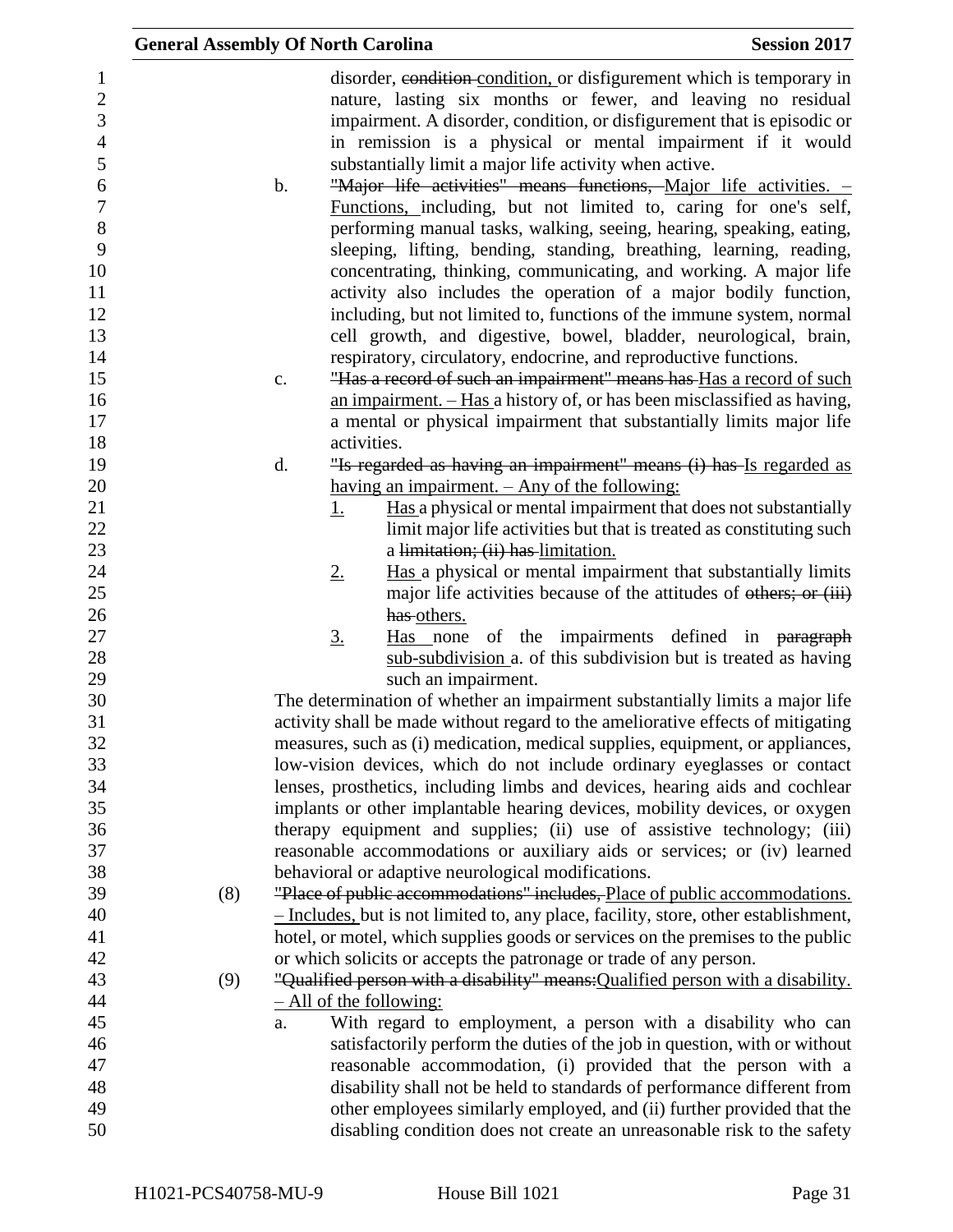disorder, ~~condition~~ condition, or disfigurement which is temporary in nature, lasting six months or fewer, and leaving no residual impairment. A disorder, condition, or disfigurement that is episodic or in remission is a physical or mental impairment if it would substantially limit a major life activity when active.

b. ~~"Major life activities" means functions,~~ Major life activities. – Functions, including, but not limited to, caring for one's self, performing manual tasks, walking, seeing, hearing, speaking, eating, sleeping, lifting, bending, standing, breathing, learning, reading, concentrating, thinking, communicating, and working. A major life activity also includes the operation of a major bodily function, including, but not limited to, functions of the immune system, normal cell growth, and digestive, bowel, bladder, neurological, brain, respiratory, circulatory, endocrine, and reproductive functions.

c. ~~"Has a record of such an impairment" means has~~ Has a record of such an impairment. – Has a history of, or has been misclassified as having, a mental or physical impairment that substantially limits major life activities.

d. ~~"Is regarded as having an impairment" means (i) has~~ Is regarded as having an impairment. – Any of the following:

1. Has a physical or mental impairment that does not substantially limit major life activities but that is treated as constituting such a ~~limitation; (ii) has~~ limitation.

2. Has a physical or mental impairment that substantially limits major life activities because of the attitudes of ~~others; or (iii) has~~ others.

3. Has none of the impairments defined in ~~paragraph~~ sub-subdivision a. of this subdivision but is treated as having such an impairment.

The determination of whether an impairment substantially limits a major life activity shall be made without regard to the ameliorative effects of mitigating measures, such as (i) medication, medical supplies, equipment, or appliances, low-vision devices, which do not include ordinary eyeglasses or contact lenses, prosthetics, including limbs and devices, hearing aids and cochlear implants or other implantable hearing devices, mobility devices, or oxygen therapy equipment and supplies; (ii) use of assistive technology; (iii) reasonable accommodations or auxiliary aids or services; or (iv) learned behavioral or adaptive neurological modifications.

(8) ~~"Place of public accommodations" includes,~~ Place of public accommodations. – Includes, but is not limited to, any place, facility, store, other establishment, hotel, or motel, which supplies goods or services on the premises to the public or which solicits or accepts the patronage or trade of any person.

(9) ~~"Qualified person with a disability" means:~~ Qualified person with a disability. – All of the following:

a. With regard to employment, a person with a disability who can satisfactorily perform the duties of the job in question, with or without reasonable accommodation, (i) provided that the person with a disability shall not be held to standards of performance different from other employees similarly employed, and (ii) further provided that the disabling condition does not create an unreasonable risk to the safety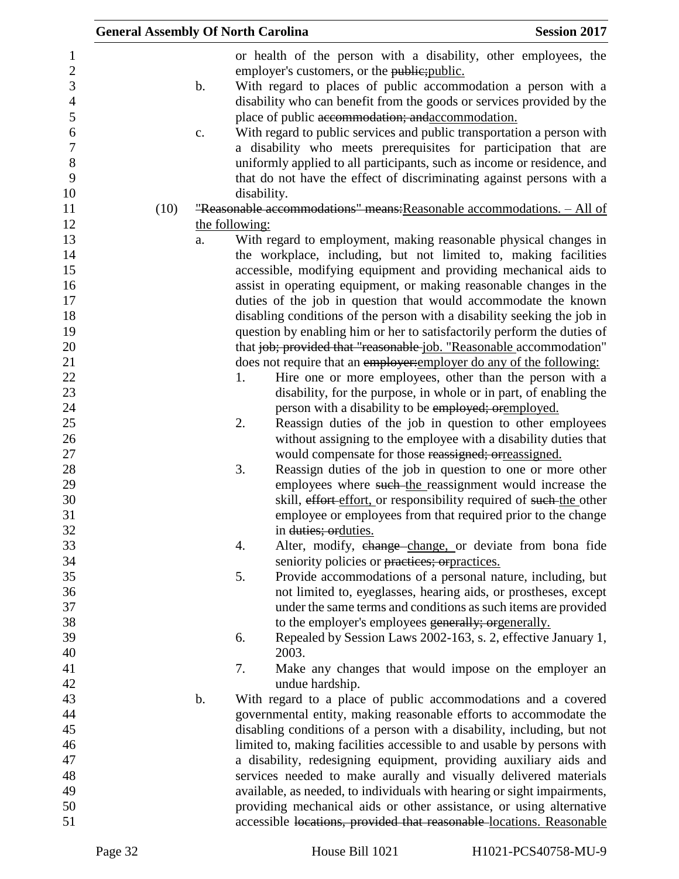or health of the person with a disability, other employees, the employer's customers, or the public;public.

b. With regard to places of public accommodation a person with a disability who can benefit from the goods or services provided by the place of public accommodation; andaccommodation.

c. With regard to public services and public transportation a person with a disability who meets prerequisites for participation that are uniformly applied to all participants, such as income or residence, and that do not have the effect of discriminating against persons with a disability.

(10) "Reasonable accommodations" means:Reasonable accommodations. – All of the following:

a. With regard to employment, making reasonable physical changes in the workplace, including, but not limited to, making facilities accessible, modifying equipment and providing mechanical aids to assist in operating equipment, or making reasonable changes in the duties of the job in question that would accommodate the known disabling conditions of the person with a disability seeking the job in question by enabling him or her to satisfactorily perform the duties of that job; provided that "reasonable job. "Reasonable accommodation" does not require that an employer:employer do any of the following:

1. Hire one or more employees, other than the person with a disability, for the purpose, in whole or in part, of enabling the person with a disability to be employed; oremployed.
2. Reassign duties of the job in question to other employees without assigning to the employee with a disability duties that would compensate for those reassigned; orreassigned.
3. Reassign duties of the job in question to one or more other employees where such the reassignment would increase the skill, effort effort, or responsibility required of such the other employee or employees from that required prior to the change in duties; orduties.
4. Alter, modify, change change, or deviate from bona fide seniority policies or practices; orpractices.
5. Provide accommodations of a personal nature, including, but not limited to, eyeglasses, hearing aids, or prostheses, except under the same terms and conditions as such items are provided to the employer's employees generally; orgenerally.
6. Repealed by Session Laws 2002-163, s. 2, effective January 1, 2003.
7. Make any changes that would impose on the employer an undue hardship.

b. With regard to a place of public accommodations and a covered governmental entity, making reasonable efforts to accommodate the disabling conditions of a person with a disability, including, but not limited to, making facilities accessible to and usable by persons with a disability, redesigning equipment, providing auxiliary aids and services needed to make aurally and visually delivered materials available, as needed, to individuals with hearing or sight impairments, providing mechanical aids or other assistance, or using alternative accessible locations, provided that reasonable locations. Reasonable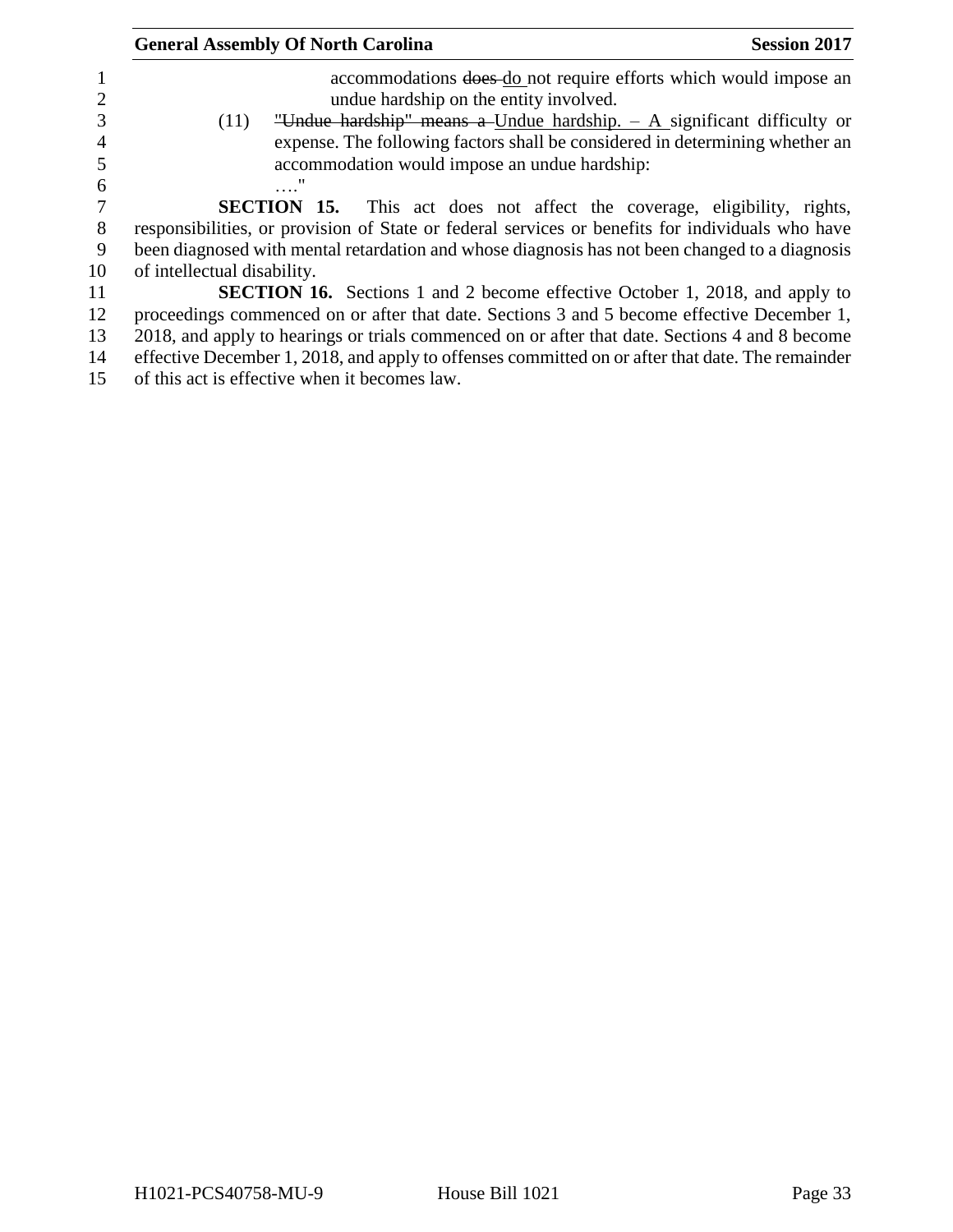accommodations ~~does~~ do not require efforts which would impose an undue hardship on the entity involved.

(11) ~~"Undue hardship" means a~~ Undue hardship. – A significant difficulty or expense. The following factors shall be considered in determining whether an accommodation would impose an undue hardship:

…."

**SECTION 15.** This act does not affect the coverage, eligibility, rights, responsibilities, or provision of State or federal services or benefits for individuals who have been diagnosed with mental retardation and whose diagnosis has not been changed to a diagnosis of intellectual disability.

**SECTION 16.** Sections 1 and 2 become effective October 1, 2018, and apply to proceedings commenced on or after that date. Sections 3 and 5 become effective December 1, 2018, and apply to hearings or trials commenced on or after that date. Sections 4 and 8 become effective December 1, 2018, and apply to offenses committed on or after that date. The remainder of this act is effective when it becomes law.